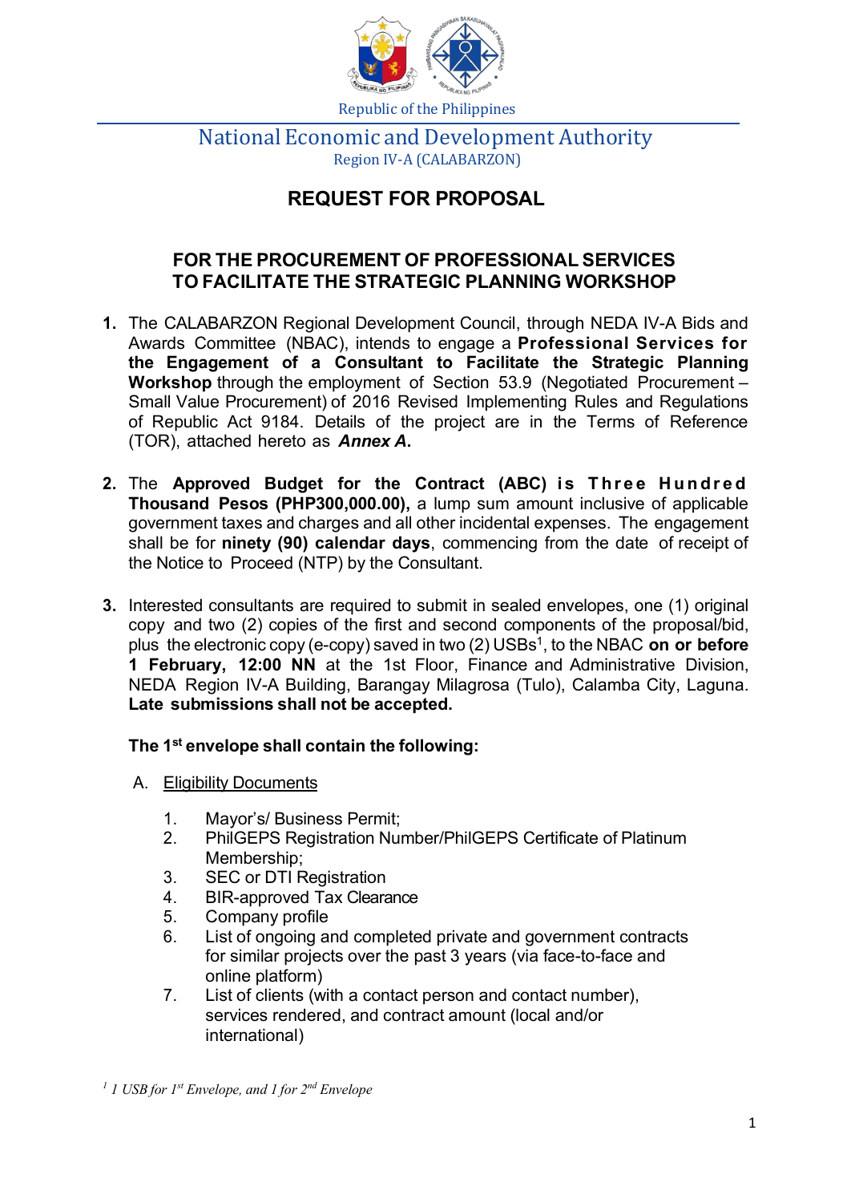Republic of the Philippines

National Economic and Development Authority
Region IV-A (CALABARZON)

# REQUEST FOR PROPOSAL

## FOR THE PROCUREMENT OF PROFESSIONAL SERVICES TO FACILITATE THE STRATEGIC PLANNING WORKSHOP

1. The CALABARZON Regional Development Council, through NEDA IV-A Bids and Awards Committee (NBAC), intends to engage a **Professional Services for the Engagement of a Consultant to Facilitate the Strategic Planning Workshop** through the employment of Section 53.9 (Negotiated Procurement – Small Value Procurement) of 2016 Revised Implementing Rules and Regulations of Republic Act 9184. Details of the project are in the Terms of Reference (TOR), attached hereto as ***Annex A*.**

2. The **Approved Budget for the Contract (ABC) is Three Hundred Thousand Pesos (PHP300,000.00),** a lump sum amount inclusive of applicable government taxes and charges and all other incidental expenses. The engagement shall be for **ninety (90) calendar days**, commencing from the date of receipt of the Notice to Proceed (NTP) by the Consultant.

3. Interested consultants are required to submit in sealed envelopes, one (1) original copy and two (2) copies of the first and second components of the proposal/bid, plus the electronic copy (e-copy) saved in two (2) USBs[1], to the NBAC **on or before 1 February, 12:00 NN** at the 1st Floor, Finance and Administrative Division, NEDA Region IV-A Building, Barangay Milagrosa (Tulo), Calamba City, Laguna. **Late submissions shall not be accepted.**

   **The 1st envelope shall contain the following:**

   A. Eligibility Documents

      1. Mayor's/ Business Permit;
      2. PhilGEPS Registration Number/PhilGEPS Certificate of Platinum Membership;
      3. SEC or DTI Registration
      4. BIR-approved Tax Clearance
      5. Company profile
      6. List of ongoing and completed private and government contracts for similar projects over the past 3 years (via face-to-face and online platform)
      7. List of clients (with a contact person and contact number), services rendered, and contract amount (local and/or international)

*[1] 1 USB for 1st Envelope, and 1 for 2nd Envelope*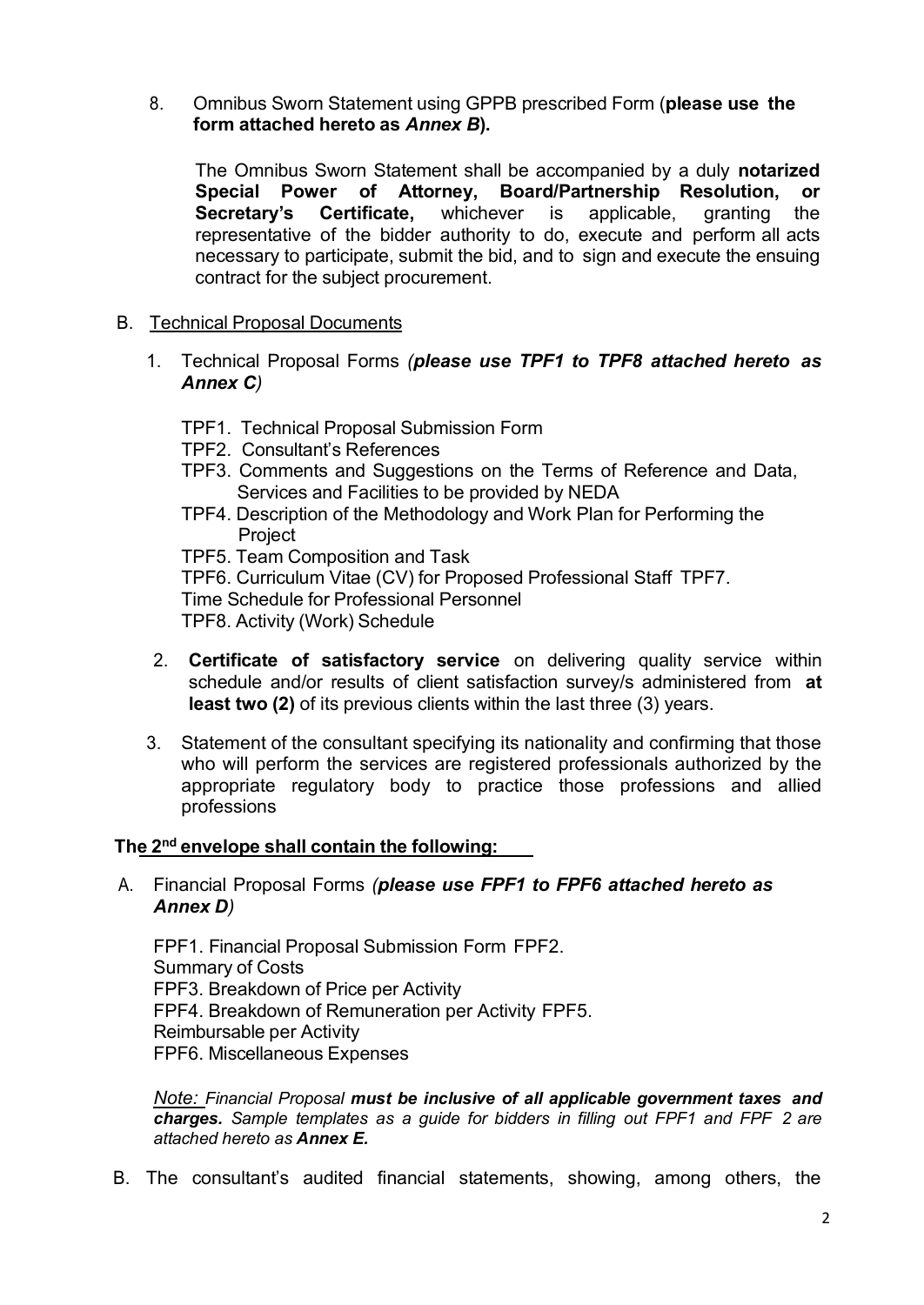8. Omnibus Sworn Statement using GPPB prescribed Form (**please use the form attached hereto as *Annex B*).**

   The Omnibus Sworn Statement shall be accompanied by a duly **notarized Special Power of Attorney, Board/Partnership Resolution, or Secretary's Certificate,** whichever is applicable, granting the representative of the bidder authority to do, execute and perform all acts necessary to participate, submit the bid, and to sign and execute the ensuing contract for the subject procurement.

B. Technical Proposal Documents

1. Technical Proposal Forms *(**please use TPF1 to TPF8 attached hereto as Annex C**)*

   TPF1. Technical Proposal Submission Form
   TPF2. Consultant's References
   TPF3. Comments and Suggestions on the Terms of Reference and Data, Services and Facilities to be provided by NEDA
   TPF4. Description of the Methodology and Work Plan for Performing the Project
   TPF5. Team Composition and Task
   TPF6. Curriculum Vitae (CV) for Proposed Professional Staff
   TPF7. Time Schedule for Professional Personnel
   TPF8. Activity (Work) Schedule

2. **Certificate of satisfactory service** on delivering quality service within schedule and/or results of client satisfaction survey/s administered from **at least two (2)** of its previous clients within the last three (3) years.

3. Statement of the consultant specifying its nationality and confirming that those who will perform the services are registered professionals authorized by the appropriate regulatory body to practice those professions and allied professions

**The 2nd envelope shall contain the following:**

A. Financial Proposal Forms *(**please use FPF1 to FPF6 attached hereto as Annex D**)*

   FPF1. Financial Proposal Submission Form
   FPF2. Summary of Costs
   FPF3. Breakdown of Price per Activity
   FPF4. Breakdown of Remuneration per Activity
   FPF5. Reimbursable per Activity
   FPF6. Miscellaneous Expenses

   *Note: Financial Proposal **must be inclusive of all applicable government taxes and charges.** Sample templates as a guide for bidders in filling out FPF1 and FPF 2 are attached hereto as **Annex E.***

B. The consultant's audited financial statements, showing, among others, the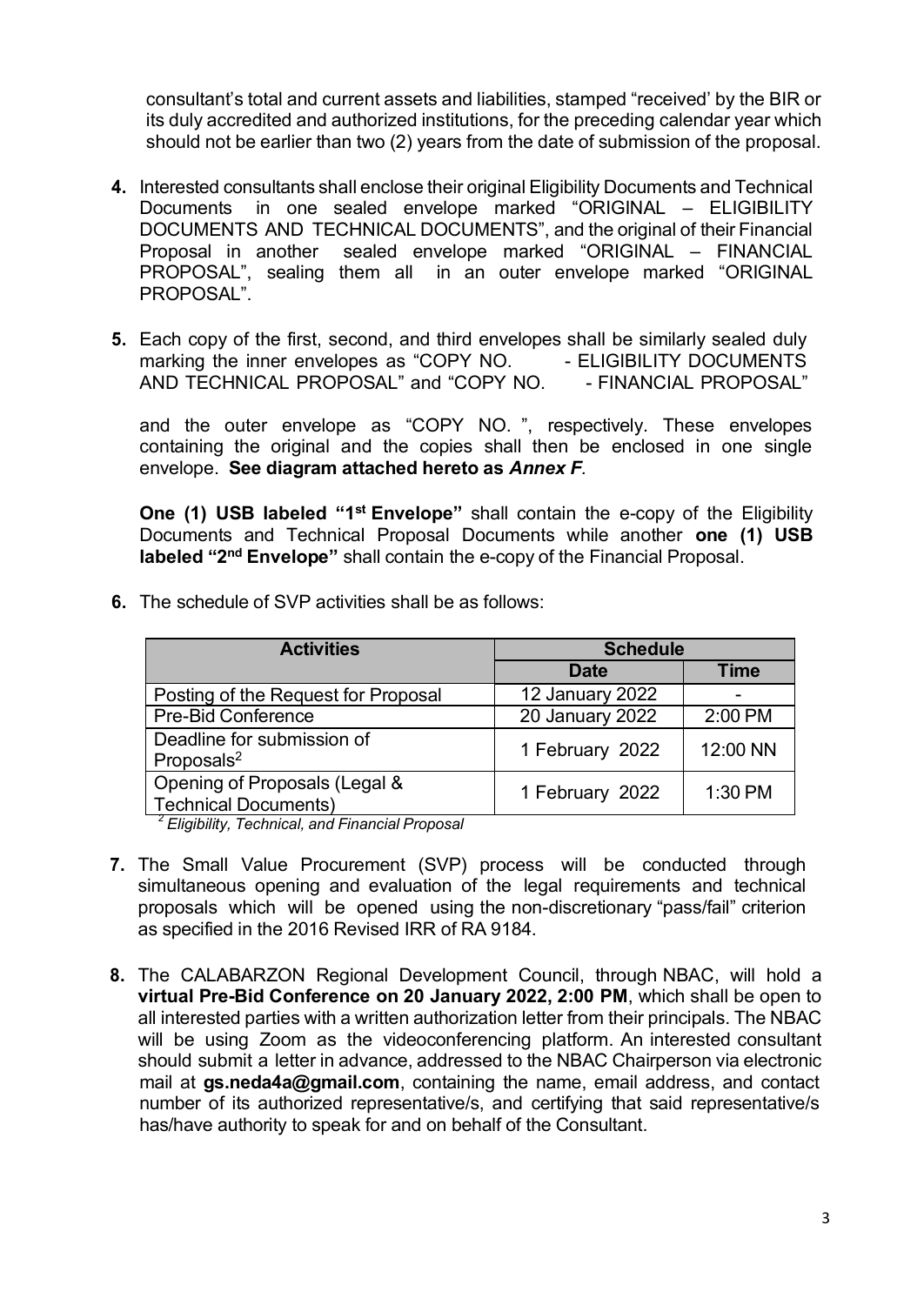consultant's total and current assets and liabilities, stamped "received' by the BIR or its duly accredited and authorized institutions, for the preceding calendar year which should not be earlier than two (2) years from the date of submission of the proposal.

**4.** Interested consultants shall enclose their original Eligibility Documents and Technical Documents in one sealed envelope marked "ORIGINAL – ELIGIBILITY DOCUMENTS AND TECHNICAL DOCUMENTS", and the original of their Financial Proposal in another sealed envelope marked "ORIGINAL – FINANCIAL PROPOSAL", sealing them all in an outer envelope marked "ORIGINAL PROPOSAL".

**5.** Each copy of the first, second, and third envelopes shall be similarly sealed duly marking the inner envelopes as "COPY NO. - ELIGIBILITY DOCUMENTS AND TECHNICAL PROPOSAL" and "COPY NO. - FINANCIAL PROPOSAL"

and the outer envelope as "COPY NO. ", respectively. These envelopes containing the original and the copies shall then be enclosed in one single envelope. **See diagram attached hereto as *Annex F*.**

**One (1) USB labeled "1st Envelope"** shall contain the e-copy of the Eligibility Documents and Technical Proposal Documents while another **one (1) USB labeled "2nd Envelope"** shall contain the e-copy of the Financial Proposal.

**6.** The schedule of SVP activities shall be as follows:

| Activities | Schedule | |
|---|---|---|
| | Date | Time |
| Posting of the Request for Proposal | 12 January 2022 | - |
| Pre-Bid Conference | 20 January 2022 | 2:00 PM |
| Deadline for submission of Proposals[2] | 1 February 2022 | 12:00 NN |
| Opening of Proposals (Legal & Technical Documents) | 1 February 2022 | 1:30 PM |

*[2] Eligibility, Technical, and Financial Proposal*

**7.** The Small Value Procurement (SVP) process will be conducted through simultaneous opening and evaluation of the legal requirements and technical proposals which will be opened using the non-discretionary "pass/fail" criterion as specified in the 2016 Revised IRR of RA 9184.

**8.** The CALABARZON Regional Development Council, through NBAC, will hold a **virtual Pre-Bid Conference on 20 January 2022, 2:00 PM**, which shall be open to all interested parties with a written authorization letter from their principals. The NBAC will be using Zoom as the videoconferencing platform. An interested consultant should submit a letter in advance, addressed to the NBAC Chairperson via electronic mail at **gs.neda4a@gmail.com**, containing the name, email address, and contact number of its authorized representative/s, and certifying that said representative/s has/have authority to speak for and on behalf of the Consultant.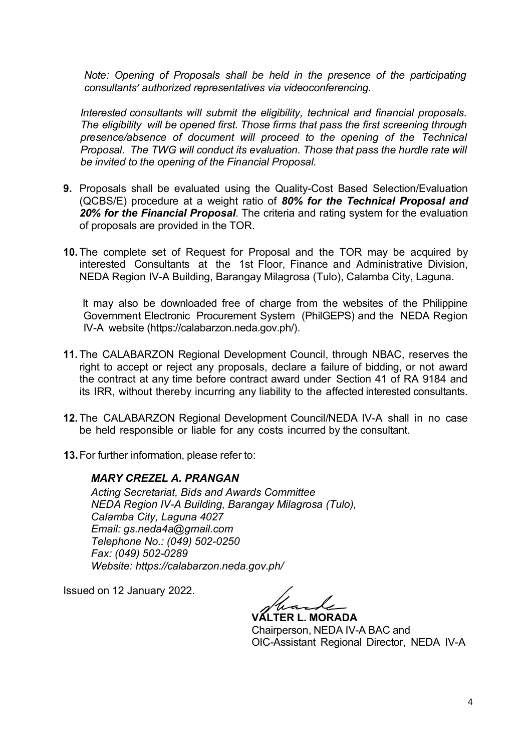*Note: Opening of Proposals shall be held in the presence of the participating consultants' authorized representatives via videoconferencing.*

*Interested consultants will submit the eligibility, technical and financial proposals. The eligibility will be opened first. Those firms that pass the first screening through presence/absence of document will proceed to the opening of the Technical Proposal. The TWG will conduct its evaluation. Those that pass the hurdle rate will be invited to the opening of the Financial Proposal.*

**9.** Proposals shall be evaluated using the Quality-Cost Based Selection/Evaluation (QCBS/E) procedure at a weight ratio of ***80% for the Technical Proposal and 20% for the Financial Proposal***. The criteria and rating system for the evaluation of proposals are provided in the TOR.

**10.** The complete set of Request for Proposal and the TOR may be acquired by interested Consultants at the 1st Floor, Finance and Administrative Division, NEDA Region IV-A Building, Barangay Milagrosa (Tulo), Calamba City, Laguna.

It may also be downloaded free of charge from the websites of the Philippine Government Electronic Procurement System (PhilGEPS) and the NEDA Region IV-A website (https://calabarzon.neda.gov.ph/).

**11.** The CALABARZON Regional Development Council, through NBAC, reserves the right to accept or reject any proposals, declare a failure of bidding, or not award the contract at any time before contract award under Section 41 of RA 9184 and its IRR, without thereby incurring any liability to the affected interested consultants.

**12.** The CALABARZON Regional Development Council/NEDA IV-A shall in no case be held responsible or liable for any costs incurred by the consultant.

**13.** For further information, please refer to:

***MARY CREZEL A. PRANGAN***
*Acting Secretariat, Bids and Awards Committee*
*NEDA Region IV-A Building, Barangay Milagrosa (Tulo),*
*Calamba City, Laguna 4027*
*Email: gs.neda4a@gmail.com*
*Telephone No.: (049) 502-0250*
*Fax: (049) 502-0289*
*Website: https://calabarzon.neda.gov.ph/*

Issued on 12 January 2022.

**VALTER L. MORADA**
Chairperson, NEDA IV-A BAC and
OIC-Assistant Regional Director, NEDA IV-A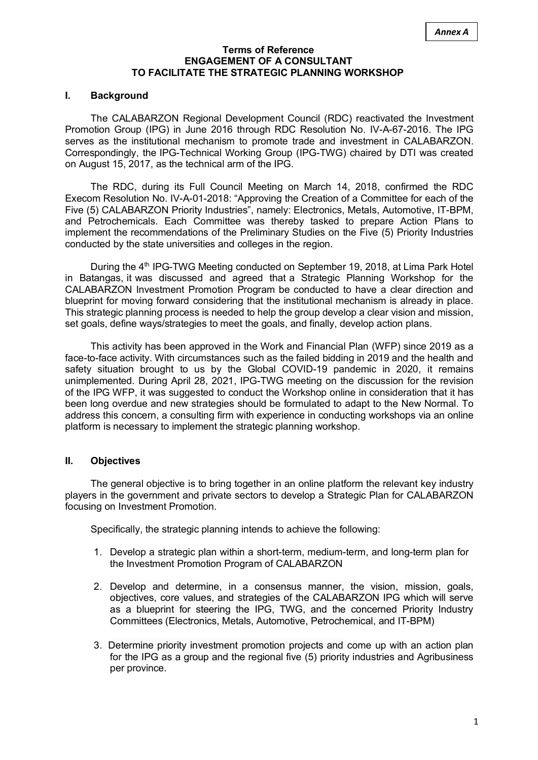*Annex A*

**Terms of Reference**
**ENGAGEMENT OF A CONSULTANT**
**TO FACILITATE THE STRATEGIC PLANNING WORKSHOP**

## I. Background

The CALABARZON Regional Development Council (RDC) reactivated the Investment Promotion Group (IPG) in June 2016 through RDC Resolution No. IV-A-67-2016. The IPG serves as the institutional mechanism to promote trade and investment in CALABARZON. Correspondingly, the IPG-Technical Working Group (IPG-TWG) chaired by DTI was created on August 15, 2017, as the technical arm of the IPG.

The RDC, during its Full Council Meeting on March 14, 2018, confirmed the RDC Execom Resolution No. IV-A-01-2018: "Approving the Creation of a Committee for each of the Five (5) CALABARZON Priority Industries", namely: Electronics, Metals, Automotive, IT-BPM, and Petrochemicals. Each Committee was thereby tasked to prepare Action Plans to implement the recommendations of the Preliminary Studies on the Five (5) Priority Industries conducted by the state universities and colleges in the region.

During the 4th IPG-TWG Meeting conducted on September 19, 2018, at Lima Park Hotel in Batangas, it was discussed and agreed that a Strategic Planning Workshop for the CALABARZON Investment Promotion Program be conducted to have a clear direction and blueprint for moving forward considering that the institutional mechanism is already in place. This strategic planning process is needed to help the group develop a clear vision and mission, set goals, define ways/strategies to meet the goals, and finally, develop action plans.

This activity has been approved in the Work and Financial Plan (WFP) since 2019 as a face-to-face activity. With circumstances such as the failed bidding in 2019 and the health and safety situation brought to us by the Global COVID-19 pandemic in 2020, it remains unimplemented. During April 28, 2021, IPG-TWG meeting on the discussion for the revision of the IPG WFP, it was suggested to conduct the Workshop online in consideration that it has been long overdue and new strategies should be formulated to adapt to the New Normal. To address this concern, a consulting firm with experience in conducting workshops via an online platform is necessary to implement the strategic planning workshop.

## II. Objectives

The general objective is to bring together in an online platform the relevant key industry players in the government and private sectors to develop a Strategic Plan for CALABARZON focusing on Investment Promotion.

Specifically, the strategic planning intends to achieve the following:

1. Develop a strategic plan within a short-term, medium-term, and long-term plan for the Investment Promotion Program of CALABARZON
2. Develop and determine, in a consensus manner, the vision, mission, goals, objectives, core values, and strategies of the CALABARZON IPG which will serve as a blueprint for steering the IPG, TWG, and the concerned Priority Industry Committees (Electronics, Metals, Automotive, Petrochemical, and IT-BPM)
3. Determine priority investment promotion projects and come up with an action plan for the IPG as a group and the regional five (5) priority industries and Agribusiness per province.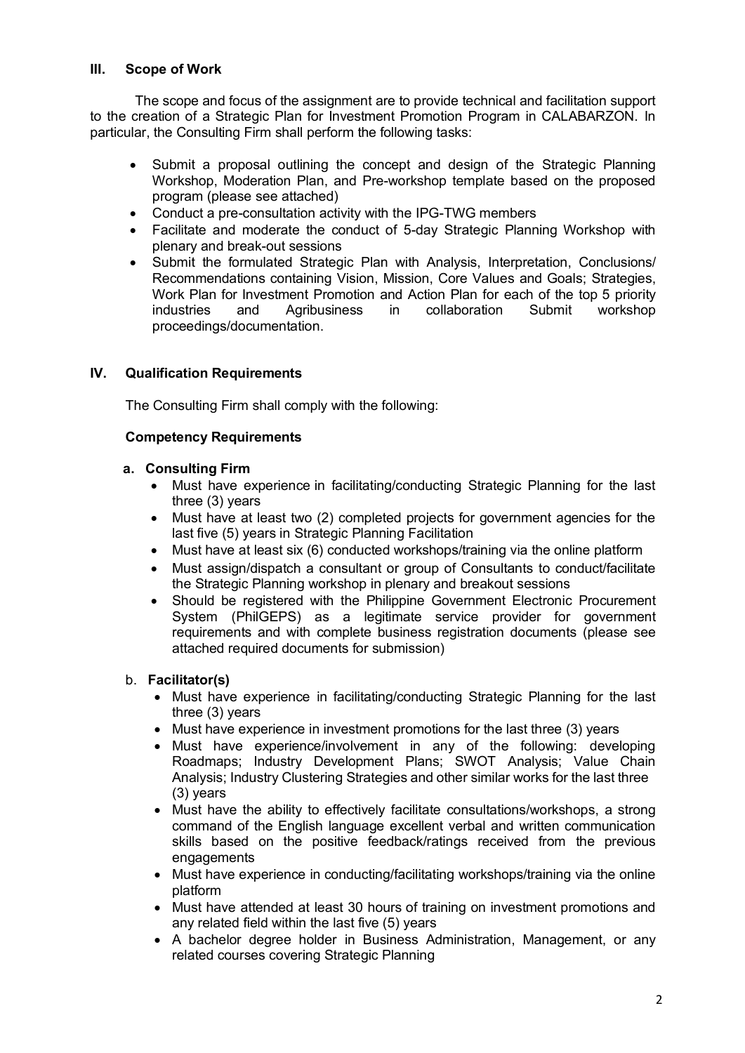## III. Scope of Work

The scope and focus of the assignment are to provide technical and facilitation support to the creation of a Strategic Plan for Investment Promotion Program in CALABARZON. In particular, the Consulting Firm shall perform the following tasks:

- Submit a proposal outlining the concept and design of the Strategic Planning Workshop, Moderation Plan, and Pre-workshop template based on the proposed program (please see attached)
- Conduct a pre-consultation activity with the IPG-TWG members
- Facilitate and moderate the conduct of 5-day Strategic Planning Workshop with plenary and break-out sessions
- Submit the formulated Strategic Plan with Analysis, Interpretation, Conclusions/ Recommendations containing Vision, Mission, Core Values and Goals; Strategies, Work Plan for Investment Promotion and Action Plan for each of the top 5 priority industries and Agribusiness in collaboration Submit workshop proceedings/documentation.

## IV. Qualification Requirements

The Consulting Firm shall comply with the following:

### Competency Requirements

**a. Consulting Firm**

- Must have experience in facilitating/conducting Strategic Planning for the last three (3) years
- Must have at least two (2) completed projects for government agencies for the last five (5) years in Strategic Planning Facilitation
- Must have at least six (6) conducted workshops/training via the online platform
- Must assign/dispatch a consultant or group of Consultants to conduct/facilitate the Strategic Planning workshop in plenary and breakout sessions
- Should be registered with the Philippine Government Electronic Procurement System (PhilGEPS) as a legitimate service provider for government requirements and with complete business registration documents (please see attached required documents for submission)

b. **Facilitator(s)**

- Must have experience in facilitating/conducting Strategic Planning for the last three (3) years
- Must have experience in investment promotions for the last three (3) years
- Must have experience/involvement in any of the following: developing Roadmaps; Industry Development Plans; SWOT Analysis; Value Chain Analysis; Industry Clustering Strategies and other similar works for the last three (3) years
- Must have the ability to effectively facilitate consultations/workshops, a strong command of the English language excellent verbal and written communication skills based on the positive feedback/ratings received from the previous engagements
- Must have experience in conducting/facilitating workshops/training via the online platform
- Must have attended at least 30 hours of training on investment promotions and any related field within the last five (5) years
- A bachelor degree holder in Business Administration, Management, or any related courses covering Strategic Planning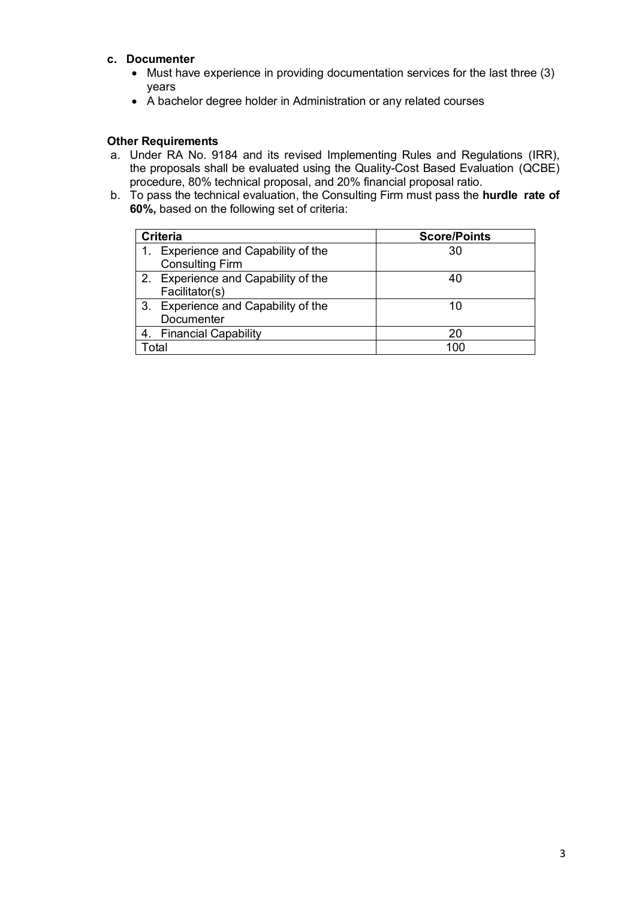**c. Documenter**

- Must have experience in providing documentation services for the last three (3) years
- A bachelor degree holder in Administration or any related courses

**Other Requirements**

a. Under RA No. 9184 and its revised Implementing Rules and Regulations (IRR), the proposals shall be evaluated using the Quality-Cost Based Evaluation (QCBE) procedure, 80% technical proposal, and 20% financial proposal ratio.

b. To pass the technical evaluation, the Consulting Firm must pass the **hurdle rate of 60%,** based on the following set of criteria:

| Criteria | Score/Points |
|---|---|
| 1. Experience and Capability of the Consulting Firm | 30 |
| 2. Experience and Capability of the Facilitator(s) | 40 |
| 3. Experience and Capability of the Documenter | 10 |
| 4. Financial Capability | 20 |
| Total | 100 |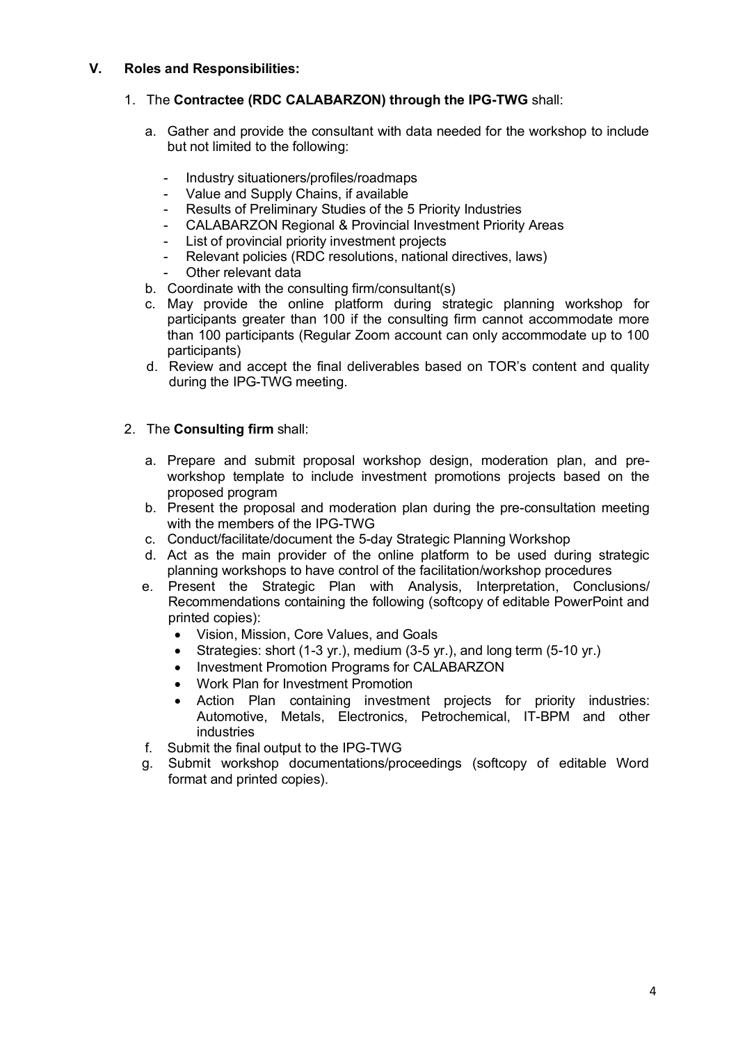## V. Roles and Responsibilities:

1. The **Contractee (RDC CALABARZON) through the IPG-TWG** shall:

   a. Gather and provide the consultant with data needed for the workshop to include but not limited to the following:

      - Industry situationers/profiles/roadmaps
      - Value and Supply Chains, if available
      - Results of Preliminary Studies of the 5 Priority Industries
      - CALABARZON Regional & Provincial Investment Priority Areas
      - List of provincial priority investment projects
      - Relevant policies (RDC resolutions, national directives, laws)
      - Other relevant data

   b. Coordinate with the consulting firm/consultant(s)

   c. May provide the online platform during strategic planning workshop for participants greater than 100 if the consulting firm cannot accommodate more than 100 participants (Regular Zoom account can only accommodate up to 100 participants)

   d. Review and accept the final deliverables based on TOR's content and quality during the IPG-TWG meeting.

2. The **Consulting firm** shall:

   a. Prepare and submit proposal workshop design, moderation plan, and pre-workshop template to include investment promotions projects based on the proposed program

   b. Present the proposal and moderation plan during the pre-consultation meeting with the members of the IPG-TWG

   c. Conduct/facilitate/document the 5-day Strategic Planning Workshop

   d. Act as the main provider of the online platform to be used during strategic planning workshops to have control of the facilitation/workshop procedures

   e. Present the Strategic Plan with Analysis, Interpretation, Conclusions/ Recommendations containing the following (softcopy of editable PowerPoint and printed copies):
      - Vision, Mission, Core Values, and Goals
      - Strategies: short (1-3 yr.), medium (3-5 yr.), and long term (5-10 yr.)
      - Investment Promotion Programs for CALABARZON
      - Work Plan for Investment Promotion
      - Action Plan containing investment projects for priority industries: Automotive, Metals, Electronics, Petrochemical, IT-BPM and other industries

   f. Submit the final output to the IPG-TWG

   g. Submit workshop documentations/proceedings (softcopy of editable Word format and printed copies).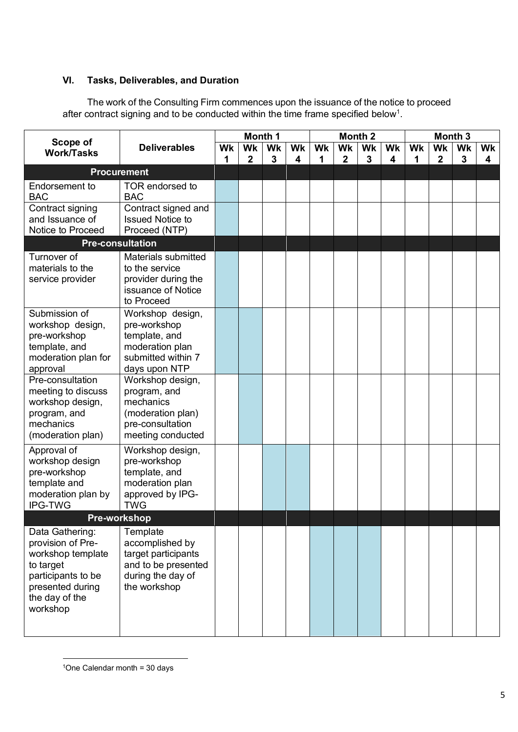### VI. Tasks, Deliverables, and Duration

The work of the Consulting Firm commences upon the issuance of the notice to proceed after contract signing and to be conducted within the time frame specified below[1].

| Scope of Work/Tasks | Deliverables | Month 1 | | | | Month 2 | | | | Month 3 | | | |
|---|---|---|---|---|---|---|---|---|---|---|---|---|---|
| | | Wk 1 | Wk 2 | Wk 3 | Wk 4 | Wk 1 | Wk 2 | Wk 3 | Wk 4 | Wk 1 | Wk 2 | Wk 3 | Wk 4 |
| **Procurement** | | | | | | | | | | | | | |
| Endorsement to BAC | TOR endorsed to BAC | | | | | | | | | | | | |
| Contract signing and Issuance of Notice to Proceed | Contract signed and Issued Notice to Proceed (NTP) | | | | | | | | | | | | |
| **Pre-consultation** | | | | | | | | | | | | | |
| Turnover of materials to the service provider | Materials submitted to the service provider during the issuance of Notice to Proceed | | | | | | | | | | | | |
| Submission of workshop design, pre-workshop template, and moderation plan for approval | Workshop design, pre-workshop template, and moderation plan submitted within 7 days upon NTP | | | | | | | | | | | | |
| Pre-consultation meeting to discuss workshop design, program, and mechanics (moderation plan) | Workshop design, program, and mechanics (moderation plan) pre-consultation meeting conducted | | | | | | | | | | | | |
| Approval of workshop design pre-workshop template and moderation plan by IPG-TWG | Workshop design, pre-workshop template, and moderation plan approved by IPG-TWG | | | | | | | | | | | | |
| **Pre-workshop** | | | | | | | | | | | | | |
| Data Gathering: provision of Pre-workshop template to target participants to be presented during the day of the workshop | Template accomplished by target participants and to be presented during the day of the workshop | | | | | | | | | | | | |

[1]One Calendar month = 30 days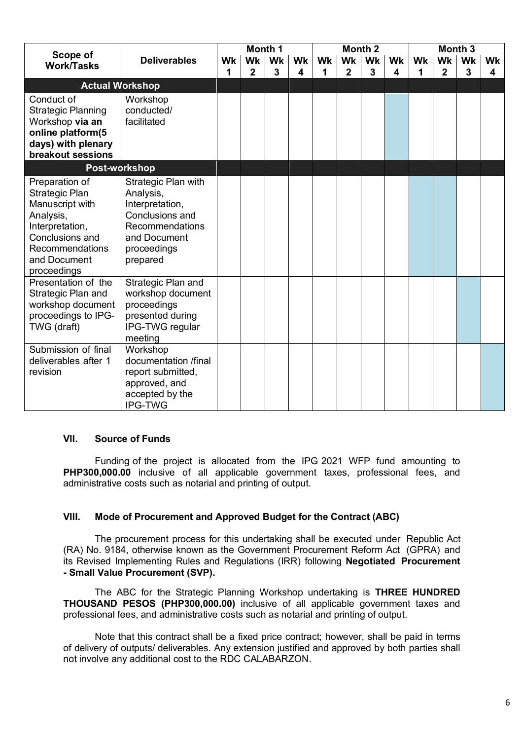| Scope of Work/Tasks | Deliverables | Month 1 | | | | Month 2 | | | | Month 3 | | | |
|---|---|---|---|---|---|---|---|---|---|---|---|---|---|
| | | Wk 1 | Wk 2 | Wk 3 | Wk 4 | Wk 1 | Wk 2 | Wk 3 | Wk 4 | Wk 1 | Wk 2 | Wk 3 | Wk 4 |
| **Actual Workshop** | | | | | | | | | | | | | |
| Conduct of Strategic Planning Workshop **via an online platform(5 days) with plenary breakout sessions** | Workshop conducted/ facilitated | | | | | | | | | | | | |
| **Post-workshop** | | | | | | | | | | | | | |
| Preparation of Strategic Plan Manuscript with Analysis, Interpretation, Conclusions and Recommendations and Document proceedings | Strategic Plan with Analysis, Interpretation, Conclusions and Recommendations and Document proceedings prepared | | | | | | | | | | | | |
| Presentation of the Strategic Plan and workshop document proceedings to IPG-TWG (draft) | Strategic Plan and workshop document proceedings presented during IPG-TWG regular meeting | | | | | | | | | | | | |
| Submission of final deliverables after 1 revision | Workshop documentation /final report submitted, approved, and accepted by the IPG-TWG | | | | | | | | | | | | |

### VII. Source of Funds

Funding of the project is allocated from the IPG 2021 WFP fund amounting to **PHP300,000.00** inclusive of all applicable government taxes, professional fees, and administrative costs such as notarial and printing of output.

### VIII. Mode of Procurement and Approved Budget for the Contract (ABC)

The procurement process for this undertaking shall be executed under Republic Act (RA) No. 9184, otherwise known as the Government Procurement Reform Act (GPRA) and its Revised Implementing Rules and Regulations (IRR) following **Negotiated Procurement - Small Value Procurement (SVP).**

The ABC for the Strategic Planning Workshop undertaking is **THREE HUNDRED THOUSAND PESOS (PHP300,000.00)** inclusive of all applicable government taxes and professional fees, and administrative costs such as notarial and printing of output.

Note that this contract shall be a fixed price contract; however, shall be paid in terms of delivery of outputs/ deliverables. Any extension justified and approved by both parties shall not involve any additional cost to the RDC CALABARZON.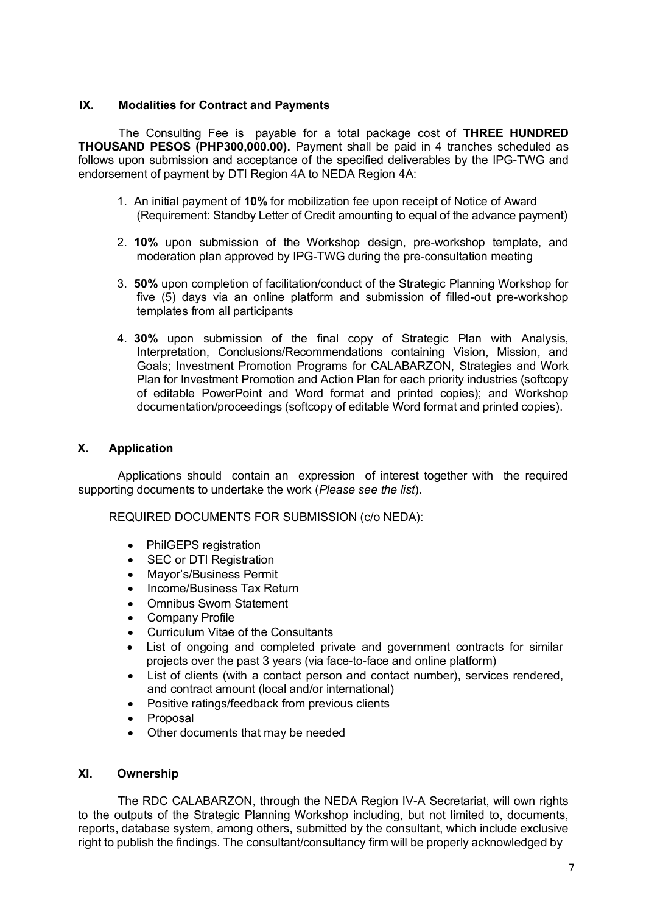## IX. Modalities for Contract and Payments

The Consulting Fee is payable for a total package cost of **THREE HUNDRED THOUSAND PESOS (PHP300,000.00).** Payment shall be paid in 4 tranches scheduled as follows upon submission and acceptance of the specified deliverables by the IPG-TWG and endorsement of payment by DTI Region 4A to NEDA Region 4A:

1. An initial payment of **10%** for mobilization fee upon receipt of Notice of Award (Requirement: Standby Letter of Credit amounting to equal of the advance payment)
2. **10%** upon submission of the Workshop design, pre-workshop template, and moderation plan approved by IPG-TWG during the pre-consultation meeting
3. **50%** upon completion of facilitation/conduct of the Strategic Planning Workshop for five (5) days via an online platform and submission of filled-out pre-workshop templates from all participants
4. **30%** upon submission of the final copy of Strategic Plan with Analysis, Interpretation, Conclusions/Recommendations containing Vision, Mission, and Goals; Investment Promotion Programs for CALABARZON, Strategies and Work Plan for Investment Promotion and Action Plan for each priority industries (softcopy of editable PowerPoint and Word format and printed copies); and Workshop documentation/proceedings (softcopy of editable Word format and printed copies).

## X. Application

Applications should contain an expression of interest together with the required supporting documents to undertake the work (*Please see the list*).

REQUIRED DOCUMENTS FOR SUBMISSION (c/o NEDA):

- PhilGEPS registration
- SEC or DTI Registration
- Mayor's/Business Permit
- Income/Business Tax Return
- Omnibus Sworn Statement
- Company Profile
- Curriculum Vitae of the Consultants
- List of ongoing and completed private and government contracts for similar projects over the past 3 years (via face-to-face and online platform)
- List of clients (with a contact person and contact number), services rendered, and contract amount (local and/or international)
- Positive ratings/feedback from previous clients
- Proposal
- Other documents that may be needed

## XI. Ownership

The RDC CALABARZON, through the NEDA Region IV-A Secretariat, will own rights to the outputs of the Strategic Planning Workshop including, but not limited to, documents, reports, database system, among others, submitted by the consultant, which include exclusive right to publish the findings. The consultant/consultancy firm will be properly acknowledged by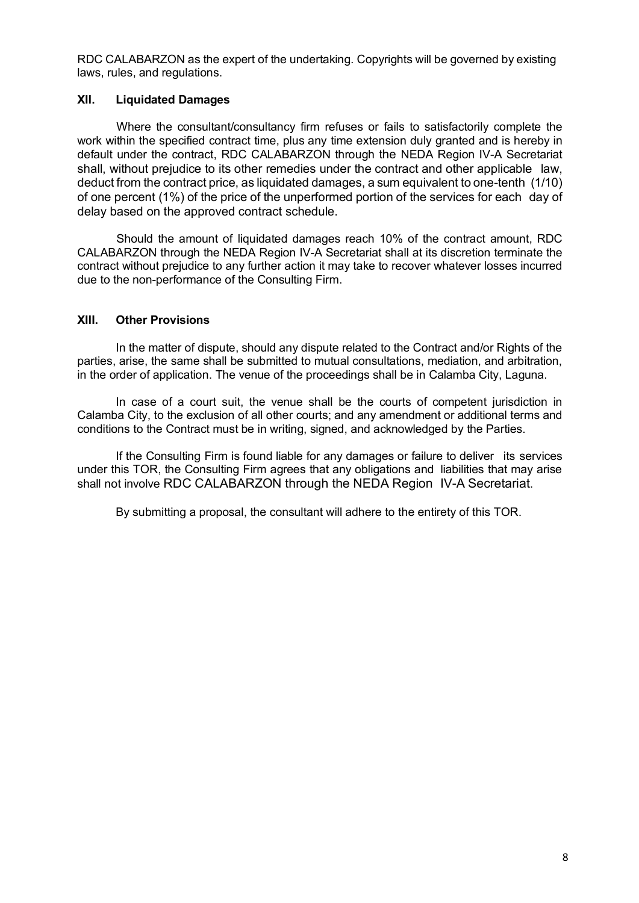RDC CALABARZON as the expert of the undertaking. Copyrights will be governed by existing laws, rules, and regulations.

## XII. Liquidated Damages

Where the consultant/consultancy firm refuses or fails to satisfactorily complete the work within the specified contract time, plus any time extension duly granted and is hereby in default under the contract, RDC CALABARZON through the NEDA Region IV-A Secretariat shall, without prejudice to its other remedies under the contract and other applicable law, deduct from the contract price, as liquidated damages, a sum equivalent to one-tenth (1/10) of one percent (1%) of the price of the unperformed portion of the services for each day of delay based on the approved contract schedule.

Should the amount of liquidated damages reach 10% of the contract amount, RDC CALABARZON through the NEDA Region IV-A Secretariat shall at its discretion terminate the contract without prejudice to any further action it may take to recover whatever losses incurred due to the non-performance of the Consulting Firm.

## XIII. Other Provisions

In the matter of dispute, should any dispute related to the Contract and/or Rights of the parties, arise, the same shall be submitted to mutual consultations, mediation, and arbitration, in the order of application. The venue of the proceedings shall be in Calamba City, Laguna.

In case of a court suit, the venue shall be the courts of competent jurisdiction in Calamba City, to the exclusion of all other courts; and any amendment or additional terms and conditions to the Contract must be in writing, signed, and acknowledged by the Parties.

If the Consulting Firm is found liable for any damages or failure to deliver its services under this TOR, the Consulting Firm agrees that any obligations and liabilities that may arise shall not involve RDC CALABARZON through the NEDA Region IV-A Secretariat.

By submitting a proposal, the consultant will adhere to the entirety of this TOR.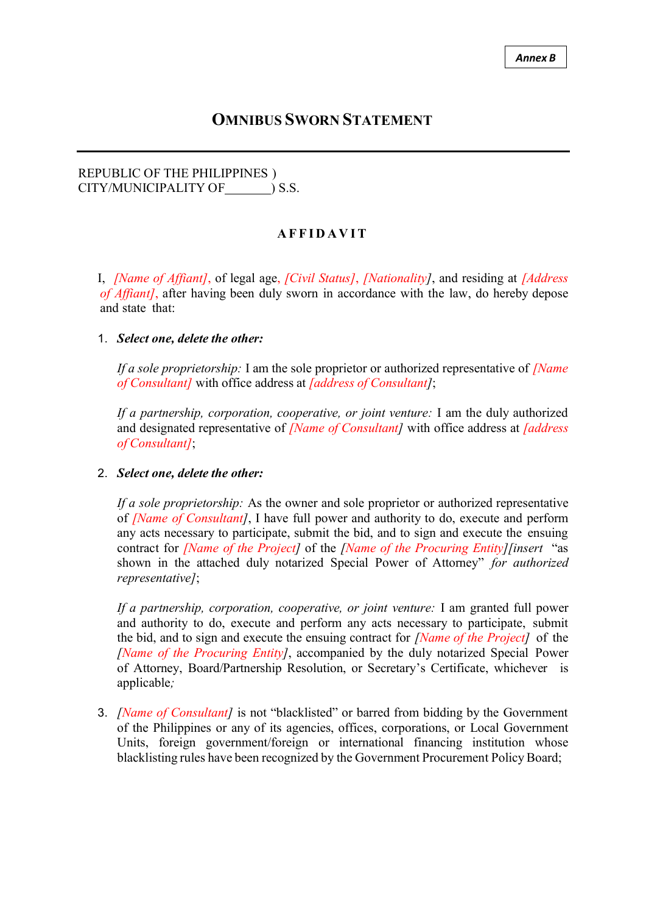**Annex B**

# OMNIBUS SWORN STATEMENT

REPUBLIC OF THE PHILIPPINES )
CITY/MUNICIPALITY OF_______) S.S.

## A F F I D A V I T

I, *[Name of Affiant]*, of legal age, *[Civil Status]*, *[Nationality]*, and residing at *[Address of Affiant]*, after having been duly sworn in accordance with the law, do hereby depose and state that:

1. ***Select one, delete the other:***

   *If a sole proprietorship:* I am the sole proprietor or authorized representative of *[Name of Consultant]* with office address at *[address of Consultant]*;

   *If a partnership, corporation, cooperative, or joint venture:* I am the duly authorized and designated representative of *[Name of Consultant]* with office address at *[address of Consultant]*;

2. ***Select one, delete the other:***

   *If a sole proprietorship:* As the owner and sole proprietor or authorized representative of *[Name of Consultant]*, I have full power and authority to do, execute and perform any acts necessary to participate, submit the bid, and to sign and execute the ensuing contract for *[Name of the Project]* of the *[Name of the Procuring Entity]**[insert* "as shown in the attached duly notarized Special Power of Attorney" *for authorized representative]*;

   *If a partnership, corporation, cooperative, or joint venture:* I am granted full power and authority to do, execute and perform any acts necessary to participate, submit the bid, and to sign and execute the ensuing contract for *[Name of the Project]* of the *[Name of the Procuring Entity]*, accompanied by the duly notarized Special Power of Attorney, Board/Partnership Resolution, or Secretary's Certificate, whichever is applicable;

3. *[Name of Consultant]* is not "blacklisted" or barred from bidding by the Government of the Philippines or any of its agencies, offices, corporations, or Local Government Units, foreign government/foreign or international financing institution whose blacklisting rules have been recognized by the Government Procurement Policy Board;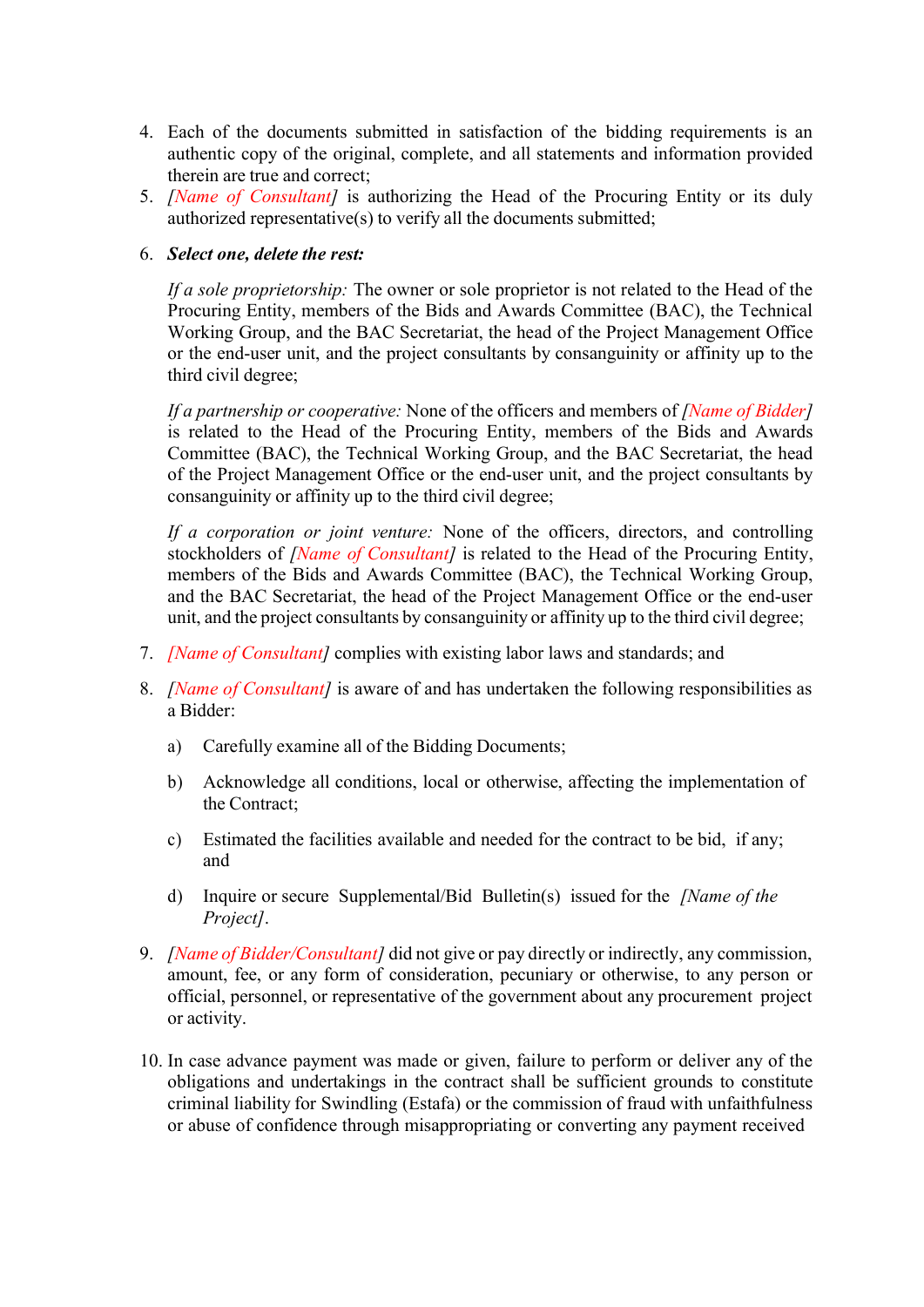4. Each of the documents submitted in satisfaction of the bidding requirements is an authentic copy of the original, complete, and all statements and information provided therein are true and correct;
5. *[Name of Consultant]* is authorizing the Head of the Procuring Entity or its duly authorized representative(s) to verify all the documents submitted;
6. ***Select one, delete the rest:***

   *If a sole proprietorship:* The owner or sole proprietor is not related to the Head of the Procuring Entity, members of the Bids and Awards Committee (BAC), the Technical Working Group, and the BAC Secretariat, the head of the Project Management Office or the end-user unit, and the project consultants by consanguinity or affinity up to the third civil degree;

   *If a partnership or cooperative:* None of the officers and members of *[Name of Bidder]* is related to the Head of the Procuring Entity, members of the Bids and Awards Committee (BAC), the Technical Working Group, and the BAC Secretariat, the head of the Project Management Office or the end-user unit, and the project consultants by consanguinity or affinity up to the third civil degree;

   *If a corporation or joint venture:* None of the officers, directors, and controlling stockholders of *[Name of Consultant]* is related to the Head of the Procuring Entity, members of the Bids and Awards Committee (BAC), the Technical Working Group, and the BAC Secretariat, the head of the Project Management Office or the end-user unit, and the project consultants by consanguinity or affinity up to the third civil degree;
7. *[Name of Consultant]* complies with existing labor laws and standards; and
8. *[Name of Consultant]* is aware of and has undertaken the following responsibilities as a Bidder:

   a) Carefully examine all of the Bidding Documents;

   b) Acknowledge all conditions, local or otherwise, affecting the implementation of the Contract;

   c) Estimated the facilities available and needed for the contract to be bid, if any; and

   d) Inquire or secure Supplemental/Bid Bulletin(s) issued for the *[Name of the Project]*.
9. *[Name of Bidder/Consultant]* did not give or pay directly or indirectly, any commission, amount, fee, or any form of consideration, pecuniary or otherwise, to any person or official, personnel, or representative of the government about any procurement project or activity.
10. In case advance payment was made or given, failure to perform or deliver any of the obligations and undertakings in the contract shall be sufficient grounds to constitute criminal liability for Swindling (Estafa) or the commission of fraud with unfaithfulness or abuse of confidence through misappropriating or converting any payment received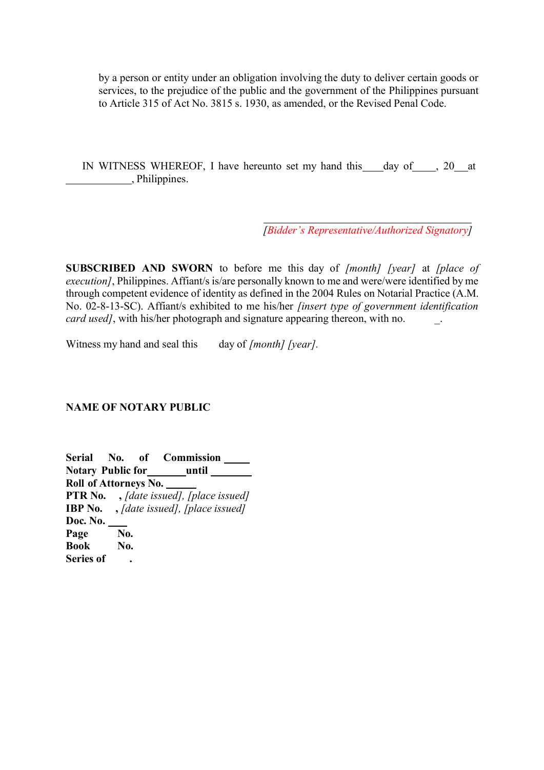by a person or entity under an obligation involving the duty to deliver certain goods or services, to the prejudice of the public and the government of the Philippines pursuant to Article 315 of Act No. 3815 s. 1930, as amended, or the Revised Penal Code.

IN WITNESS WHEREOF, I have hereunto set my hand this____day of____, 20__at ____________, Philippines.

_____________________________________
*[Bidder's Representative/Authorized Signatory]*

**SUBSCRIBED AND SWORN** to before me this day of *[month] [year]* at *[place of execution]*, Philippines. Affiant/s is/are personally known to me and were/were identified by me through competent evidence of identity as defined in the 2004 Rules on Notarial Practice (A.M. No. 02-8-13-SC). Affiant/s exhibited to me his/her *[insert type of government identification card used]*, with his/her photograph and signature appearing thereon, with no. _.

Witness my hand and seal this day of *[month] [year].*

**NAME OF NOTARY PUBLIC**

**Serial No. of Commission _____**
**Notary Public for_______until _______**
**Roll of Attorneys No. ______**
**PTR No.** , *[date issued], [place issued]*
**IBP No.** , *[date issued], [place issued]*
**Doc. No. ____**
**Page No.**
**Book No.**
**Series of .**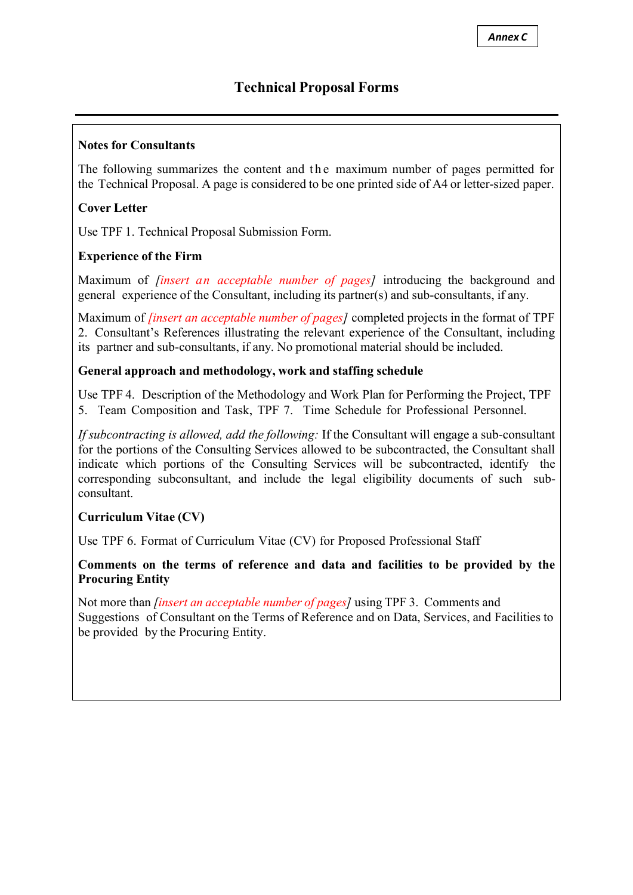**Annex C**

# Technical Proposal Forms

**Notes for Consultants**

The following summarizes the content and the maximum number of pages permitted for the Technical Proposal. A page is considered to be one printed side of A4 or letter-sized paper.

**Cover Letter**

Use TPF 1. Technical Proposal Submission Form.

**Experience of the Firm**

Maximum of *[insert an acceptable number of pages]* introducing the background and general experience of the Consultant, including its partner(s) and sub-consultants, if any.

Maximum of *[insert an acceptable number of pages]* completed projects in the format of TPF 2. Consultant's References illustrating the relevant experience of the Consultant, including its partner and sub-consultants, if any. No promotional material should be included.

**General approach and methodology, work and staffing schedule**

Use TPF 4. Description of the Methodology and Work Plan for Performing the Project, TPF 5. Team Composition and Task, TPF 7. Time Schedule for Professional Personnel.

*If subcontracting is allowed, add the following:* If the Consultant will engage a sub-consultant for the portions of the Consulting Services allowed to be subcontracted, the Consultant shall indicate which portions of the Consulting Services will be subcontracted, identify the corresponding subconsultant, and include the legal eligibility documents of such sub-consultant.

**Curriculum Vitae (CV)**

Use TPF 6. Format of Curriculum Vitae (CV) for Proposed Professional Staff

**Comments on the terms of reference and data and facilities to be provided by the Procuring Entity**

Not more than *[insert an acceptable number of pages]* using TPF 3. Comments and Suggestions of Consultant on the Terms of Reference and on Data, Services, and Facilities to be provided by the Procuring Entity.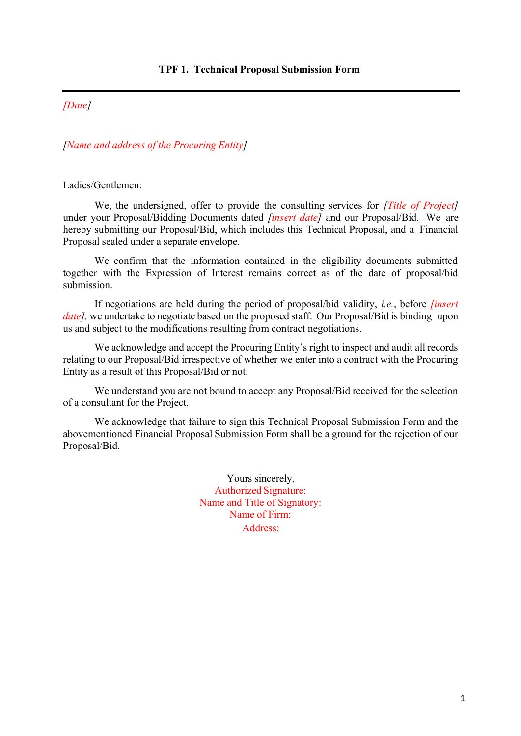### TPF 1. Technical Proposal Submission Form

---

*[Date]*

*[Name and address of the Procuring Entity]*

Ladies/Gentlemen:

We, the undersigned, offer to provide the consulting services for *[Title of Project]* under your Proposal/Bidding Documents dated *[insert date]* and our Proposal/Bid. We are hereby submitting our Proposal/Bid, which includes this Technical Proposal, and a Financial Proposal sealed under a separate envelope.

We confirm that the information contained in the eligibility documents submitted together with the Expression of Interest remains correct as of the date of proposal/bid submission.

If negotiations are held during the period of proposal/bid validity, *i.e.*, before *[insert date]*, we undertake to negotiate based on the proposed staff. Our Proposal/Bid is binding upon us and subject to the modifications resulting from contract negotiations.

We acknowledge and accept the Procuring Entity's right to inspect and audit all records relating to our Proposal/Bid irrespective of whether we enter into a contract with the Procuring Entity as a result of this Proposal/Bid or not.

We understand you are not bound to accept any Proposal/Bid received for the selection of a consultant for the Project.

We acknowledge that failure to sign this Technical Proposal Submission Form and the abovementioned Financial Proposal Submission Form shall be a ground for the rejection of our Proposal/Bid.

Yours sincerely,
Authorized Signature:
Name and Title of Signatory:
Name of Firm:
Address: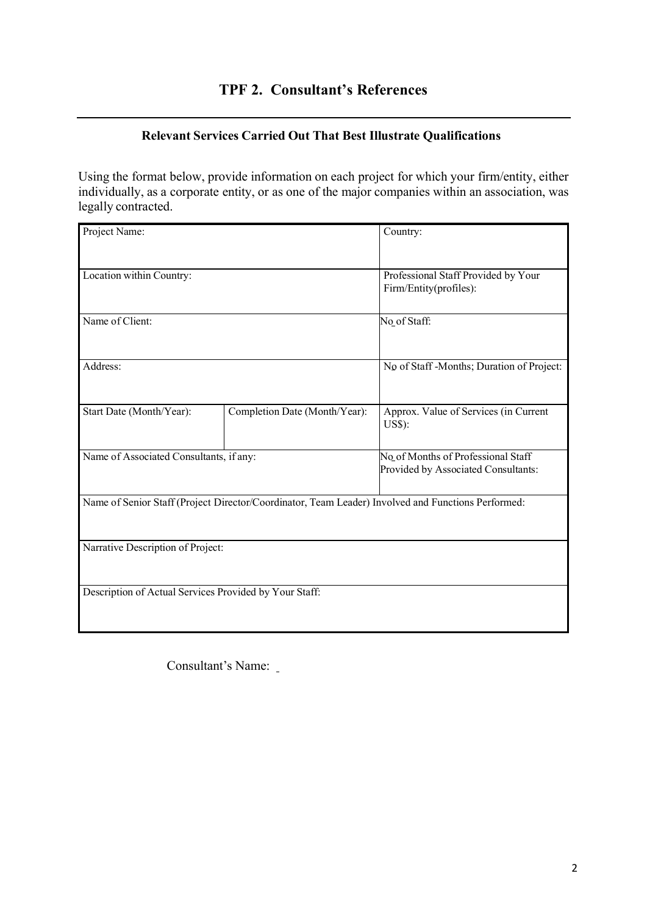## TPF 2. Consultant's References

### Relevant Services Carried Out That Best Illustrate Qualifications

Using the format below, provide information on each project for which your firm/entity, either individually, as a corporate entity, or as one of the major companies within an association, was legally contracted.

| | | |
|---|---|---|
| Project Name: | | Country: |
| Location within Country: | | Professional Staff Provided by Your Firm/Entity(profiles): |
| Name of Client: | | No of Staff: |
| Address: | | No of Staff -Months; Duration of Project: |
| Start Date (Month/Year): | Completion Date (Month/Year): | Approx. Value of Services (in Current US$): |
| Name of Associated Consultants, if any: | | No of Months of Professional Staff Provided by Associated Consultants: |
| Name of Senior Staff (Project Director/Coordinator, Team Leader) Involved and Functions Performed: | | |
| Narrative Description of Project: | | |
| Description of Actual Services Provided by Your Staff: | | |

Consultant's Name: _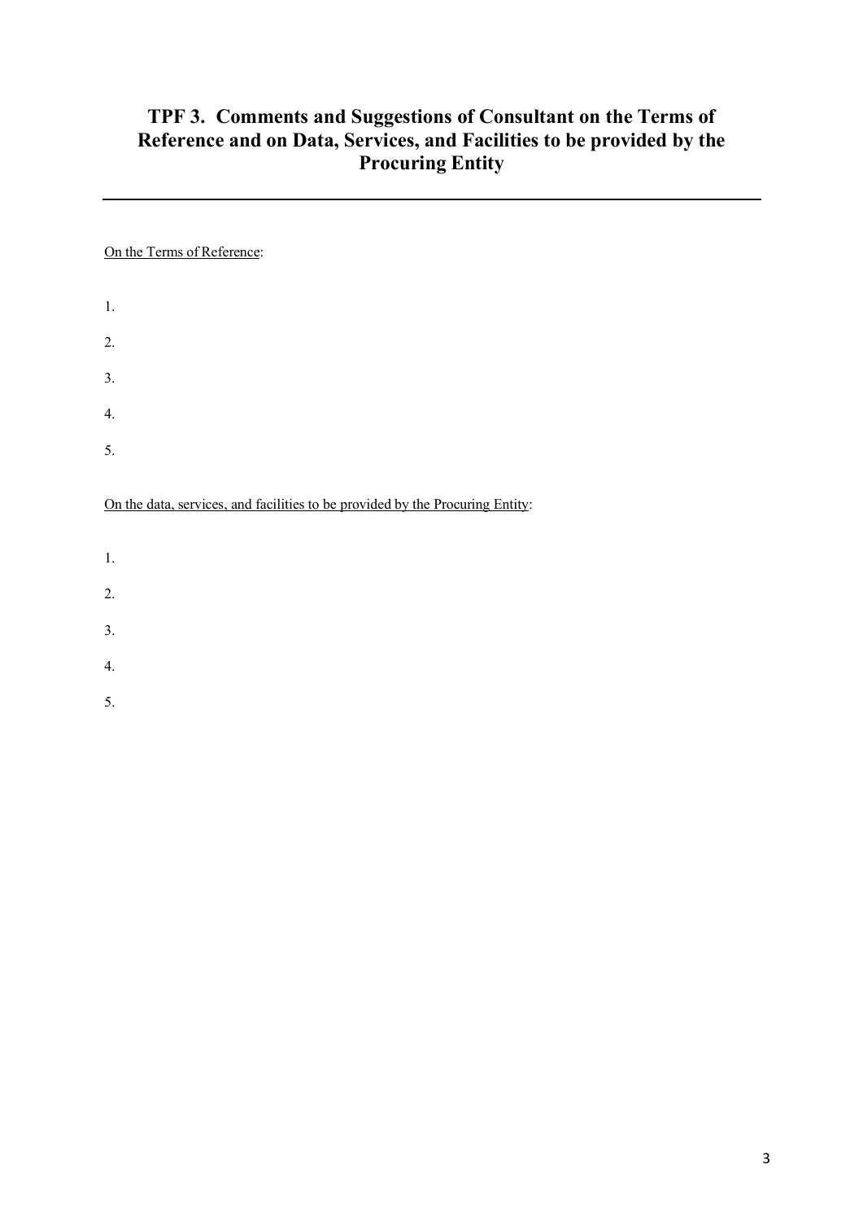# TPF 3. Comments and Suggestions of Consultant on the Terms of Reference and on Data, Services, and Facilities to be provided by the Procuring Entity

---

<u>On the Terms of Reference</u>:

1.

2.

3.

4.

5.

<u>On the data, services, and facilities to be provided by the Procuring Entity</u>:

1.

2.

3.

4.

5.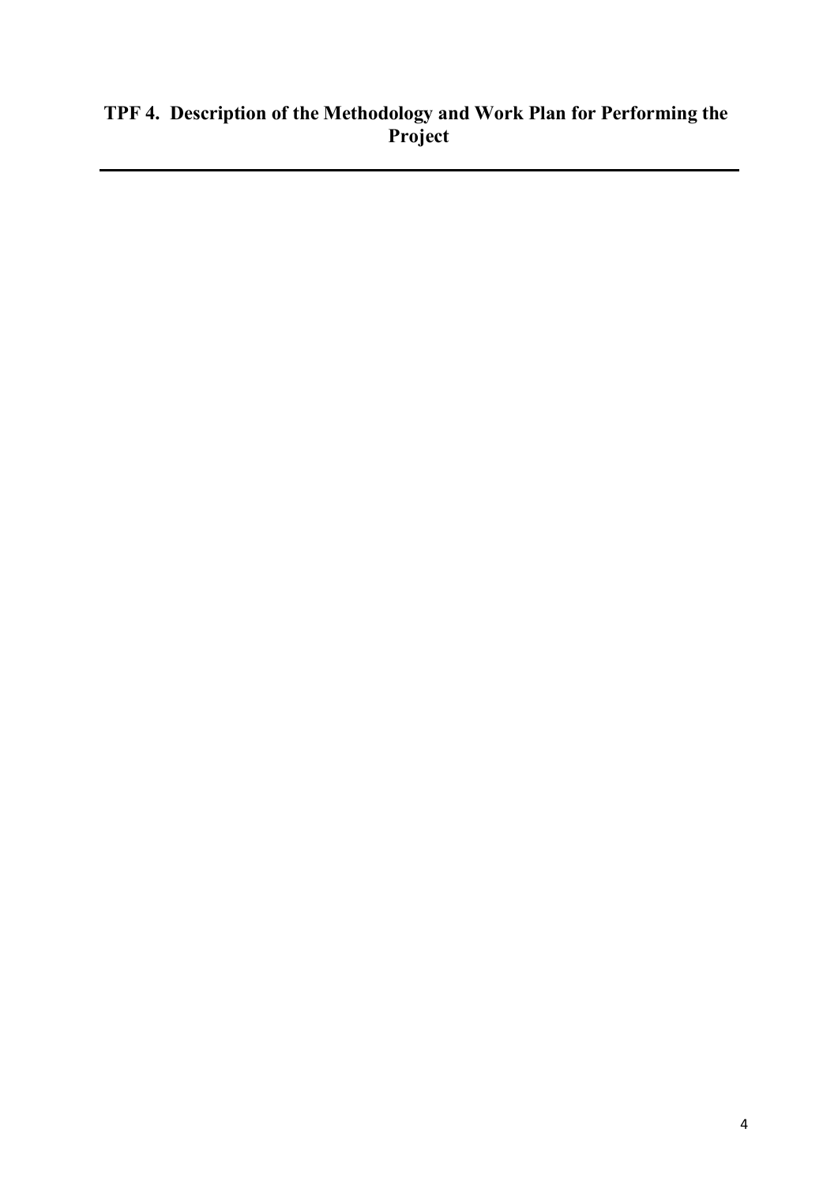## TPF 4. Description of the Methodology and Work Plan for Performing the Project

---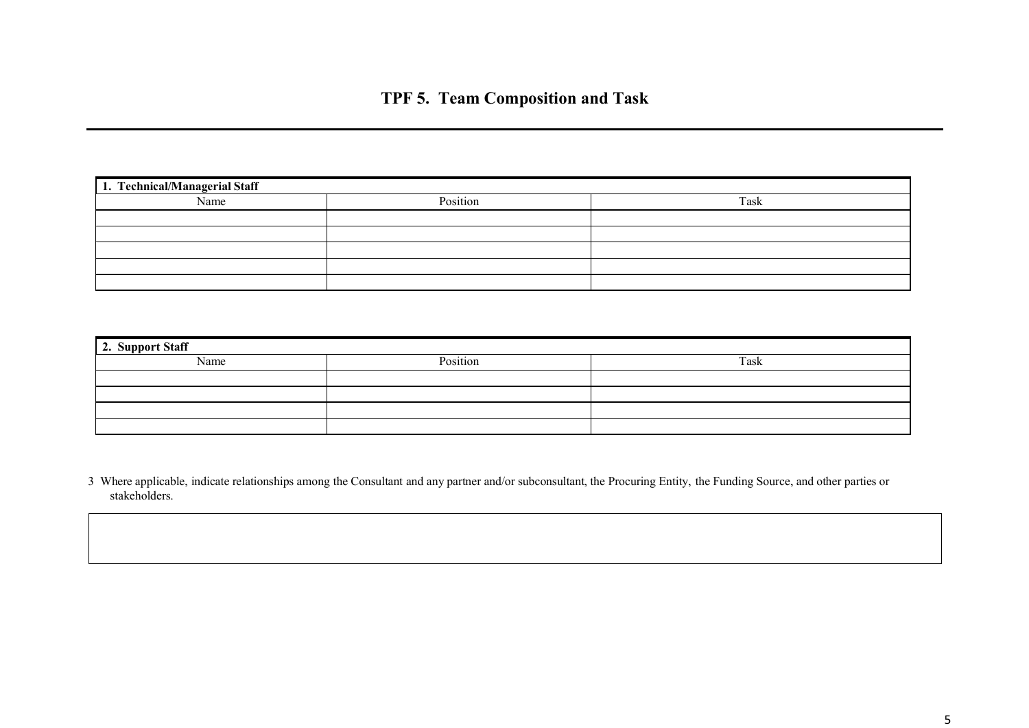# TPF 5. Team Composition and Task

**1. Technical/Managerial Staff**

| Name | Position | Task |
|---|---|---|
| | | |
| | | |
| | | |
| | | |
| | | |

**2. Support Staff**

| Name | Position | Task |
|---|---|---|
| | | |
| | | |
| | | |
| | | |

3 Where applicable, indicate relationships among the Consultant and any partner and/or subconsultant, the Procuring Entity, the Funding Source, and other parties or stakeholders.

| |
|---|
| |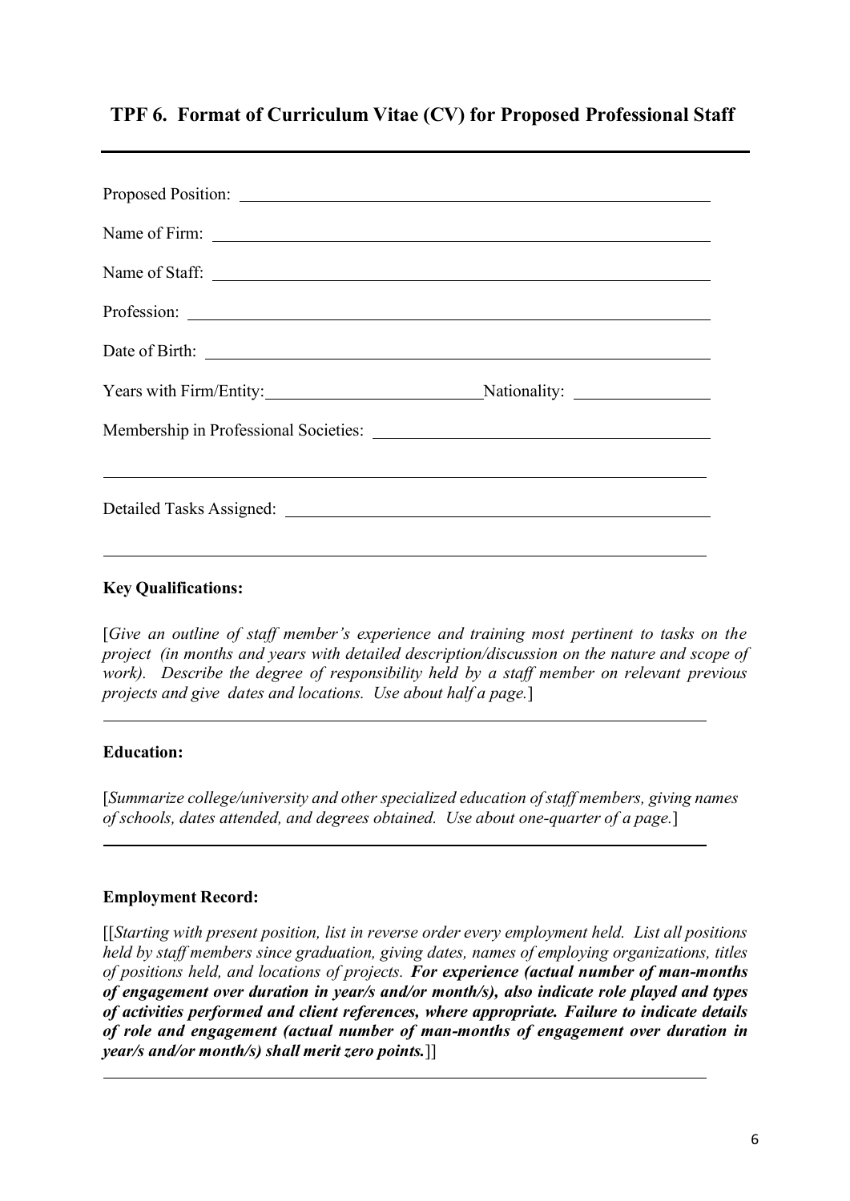## TPF 6. Format of Curriculum Vitae (CV) for Proposed Professional Staff

Proposed Position: \_\_\_\_\_\_\_\_\_\_\_\_\_\_\_\_\_\_\_\_\_\_\_\_\_\_\_\_\_\_\_\_\_\_\_\_\_\_\_\_

Name of Firm: \_\_\_\_\_\_\_\_\_\_\_\_\_\_\_\_\_\_\_\_\_\_\_\_\_\_\_\_\_\_\_\_\_\_\_\_\_\_\_\_

Name of Staff: \_\_\_\_\_\_\_\_\_\_\_\_\_\_\_\_\_\_\_\_\_\_\_\_\_\_\_\_\_\_\_\_\_\_\_\_\_\_\_\_

Profession: \_\_\_\_\_\_\_\_\_\_\_\_\_\_\_\_\_\_\_\_\_\_\_\_\_\_\_\_\_\_\_\_\_\_\_\_\_\_\_\_

Date of Birth: \_\_\_\_\_\_\_\_\_\_\_\_\_\_\_\_\_\_\_\_\_\_\_\_\_\_\_\_\_\_\_\_\_\_\_\_\_\_\_\_

Years with Firm/Entity: \_\_\_\_\_\_\_\_\_\_\_\_\_\_\_\_\_\_\_\_ Nationality: \_\_\_\_\_\_\_\_\_\_\_\_\_\_\_\_

Membership in Professional Societies: \_\_\_\_\_\_\_\_\_\_\_\_\_\_\_\_\_\_\_\_\_\_\_\_\_\_\_\_\_\_\_\_

\_\_\_\_\_\_\_\_\_\_\_\_\_\_\_\_\_\_\_\_\_\_\_\_\_\_\_\_\_\_\_\_\_\_\_\_\_\_\_\_\_\_\_\_\_\_\_\_\_\_\_\_\_\_\_\_\_\_\_\_

Detailed Tasks Assigned: \_\_\_\_\_\_\_\_\_\_\_\_\_\_\_\_\_\_\_\_\_\_\_\_\_\_\_\_\_\_\_\_\_\_\_\_\_\_\_\_

\_\_\_\_\_\_\_\_\_\_\_\_\_\_\_\_\_\_\_\_\_\_\_\_\_\_\_\_\_\_\_\_\_\_\_\_\_\_\_\_\_\_\_\_\_\_\_\_\_\_\_\_\_\_\_\_\_\_\_\_

**Key Qualifications:**

[*Give an outline of staff member's experience and training most pertinent to tasks on the project (in months and years with detailed description/discussion on the nature and scope of work). Describe the degree of responsibility held by a staff member on relevant previous projects and give dates and locations. Use about half a page.*]

\_\_\_\_\_\_\_\_\_\_\_\_\_\_\_\_\_\_\_\_\_\_\_\_\_\_\_\_\_\_\_\_\_\_\_\_\_\_\_\_\_\_\_\_\_\_\_\_\_\_\_\_\_\_\_\_\_\_\_\_

**Education:**

[*Summarize college/university and other specialized education of staff members, giving names of schools, dates attended, and degrees obtained. Use about one-quarter of a page.*]

\_\_\_\_\_\_\_\_\_\_\_\_\_\_\_\_\_\_\_\_\_\_\_\_\_\_\_\_\_\_\_\_\_\_\_\_\_\_\_\_\_\_\_\_\_\_\_\_\_\_\_\_\_\_\_\_\_\_\_\_

**Employment Record:**

[[*Starting with present position, list in reverse order every employment held. List all positions held by staff members since graduation, giving dates, names of employing organizations, titles of positions held, and locations of projects.* ***For experience (actual number of man-months of engagement over duration in year/s and/or month/s), also indicate role played and types of activities performed and client references, where appropriate. Failure to indicate details of role and engagement (actual number of man-months of engagement over duration in year/s and/or month/s) shall merit zero points.***]]

\_\_\_\_\_\_\_\_\_\_\_\_\_\_\_\_\_\_\_\_\_\_\_\_\_\_\_\_\_\_\_\_\_\_\_\_\_\_\_\_\_\_\_\_\_\_\_\_\_\_\_\_\_\_\_\_\_\_\_\_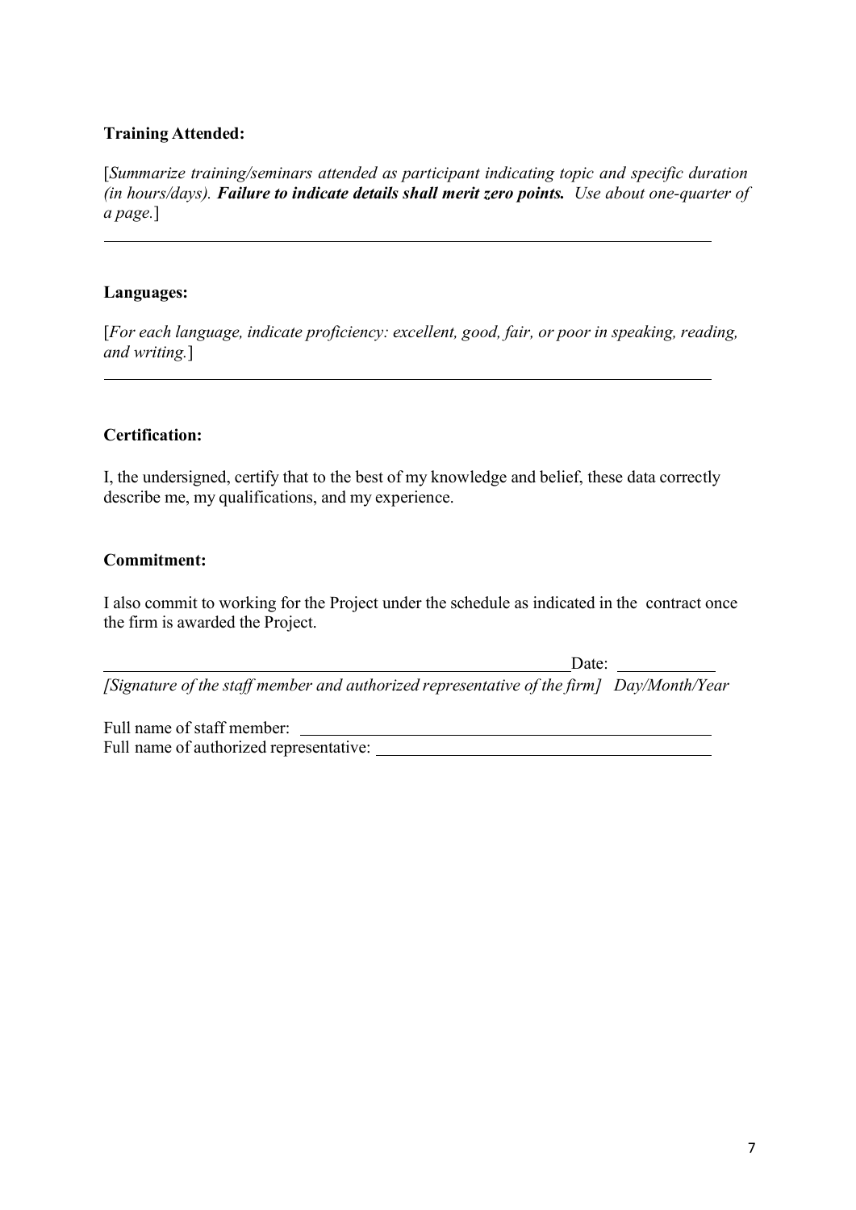**Training Attended:**

[*Summarize training/seminars attended as participant indicating topic and specific duration (in hours/days).* ***Failure to indicate details shall merit zero points.*** *Use about one-quarter of a page.*]

\_\_\_\_\_\_\_\_\_\_\_\_\_\_\_\_\_\_\_\_\_\_\_\_\_\_\_\_\_\_\_\_\_\_\_\_\_\_\_\_\_\_\_\_\_\_\_\_\_\_\_\_\_\_\_\_\_\_\_\_\_\_\_\_

**Languages:**

[*For each language, indicate proficiency: excellent, good, fair, or poor in speaking, reading, and writing.*]

\_\_\_\_\_\_\_\_\_\_\_\_\_\_\_\_\_\_\_\_\_\_\_\_\_\_\_\_\_\_\_\_\_\_\_\_\_\_\_\_\_\_\_\_\_\_\_\_\_\_\_\_\_\_\_\_\_\_\_\_\_\_\_\_

**Certification:**

I, the undersigned, certify that to the best of my knowledge and belief, these data correctly describe me, my qualifications, and my experience.

**Commitment:**

I also commit to working for the Project under the schedule as indicated in the contract once the firm is awarded the Project.

\_\_\_\_\_\_\_\_\_\_\_\_\_\_\_\_\_\_\_\_\_\_\_\_\_\_\_\_\_\_\_\_\_\_\_\_\_\_\_\_\_\_\_\_\_\_\_\_\_\_\_\_ Date: \_\_\_\_\_\_\_\_\_\_

*[Signature of the staff member and authorized representative of the firm] Day/Month/Year*

Full name of staff member: \_\_\_\_\_\_\_\_\_\_\_\_\_\_\_\_\_\_\_\_\_\_\_\_\_\_\_\_\_\_\_\_\_\_\_\_\_\_\_\_\_\_\_\_

Full name of authorized representative: \_\_\_\_\_\_\_\_\_\_\_\_\_\_\_\_\_\_\_\_\_\_\_\_\_\_\_\_\_\_\_\_\_\_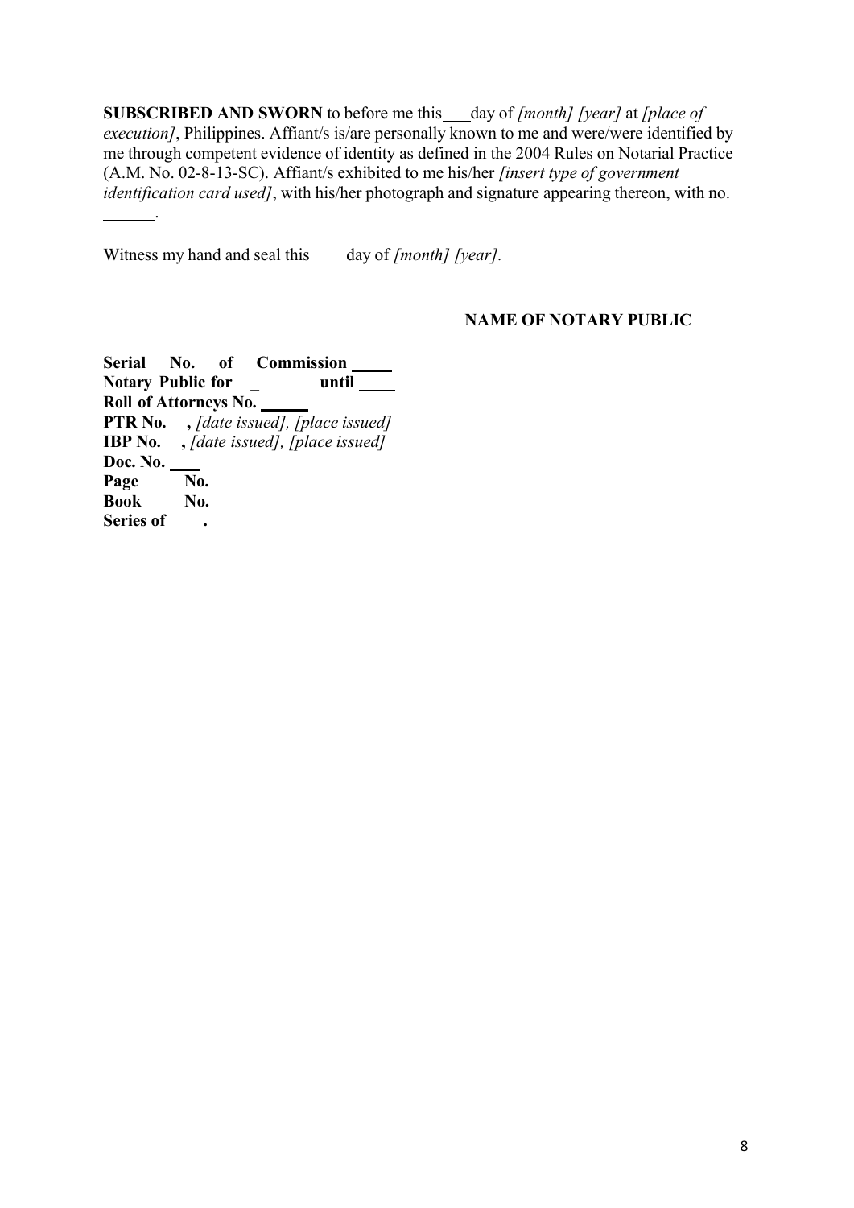**SUBSCRIBED AND SWORN** to before me this___day of *[month] [year]* at *[place of execution]*, Philippines. Affiant/s is/are personally known to me and were/were identified by me through competent evidence of identity as defined in the 2004 Rules on Notarial Practice (A.M. No. 02-8-13-SC). Affiant/s exhibited to me his/her *[insert type of government identification card used]*, with his/her photograph and signature appearing thereon, with no. ______.

Witness my hand and seal this____day of *[month] [year].*

**NAME OF NOTARY PUBLIC**

**Serial No. of Commission _____**
**Notary Public for _ until ____**
**Roll of Attorneys No. ______**
**PTR No. ,** *[date issued], [place issued]*
**IBP No. ,** *[date issued], [place issued]*
**Doc. No. ____**
**Page No.**
**Book No.**
**Series of .**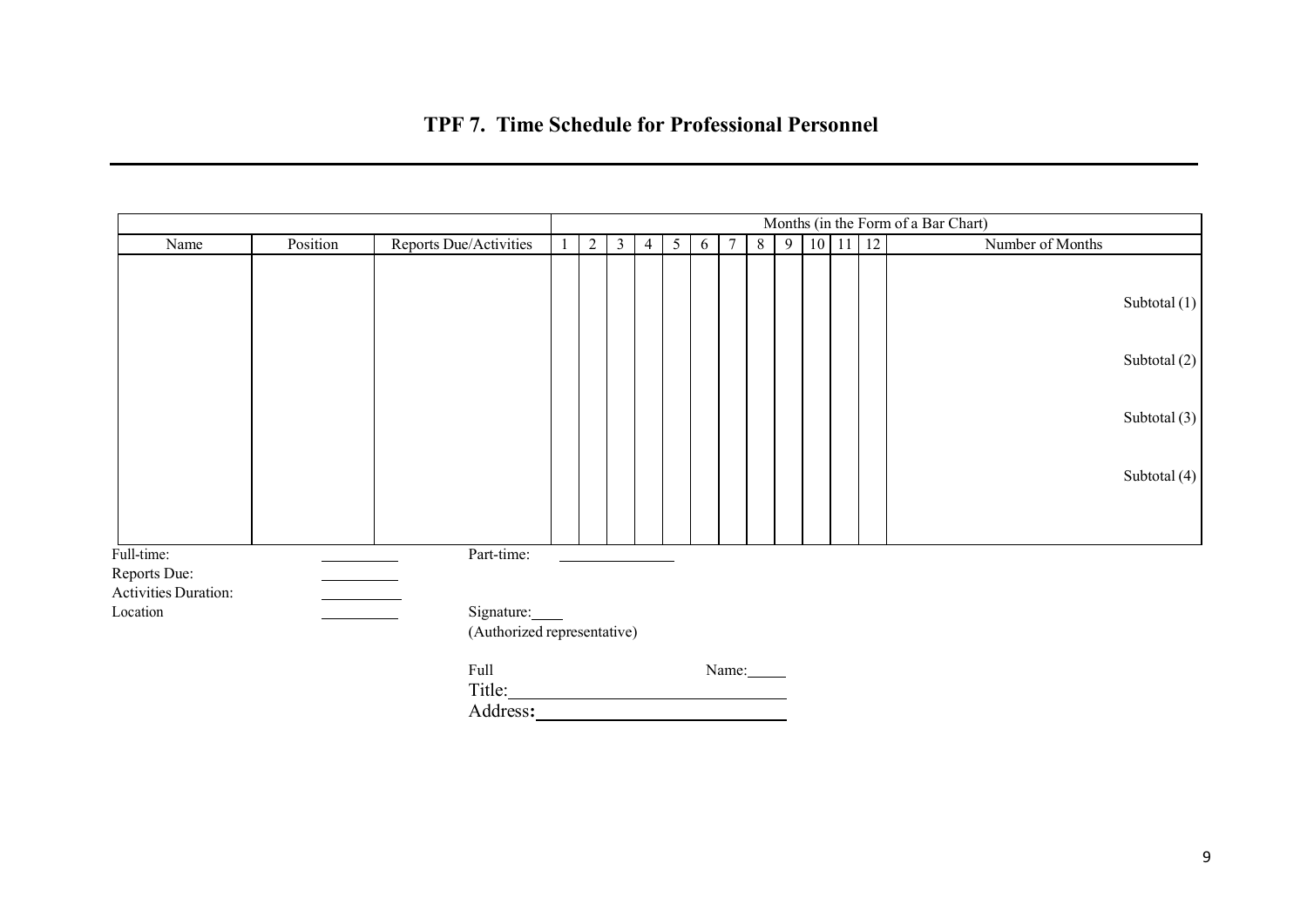## TPF 7. Time Schedule for Professional Personnel

| | | | Months (in the Form of a Bar Chart) | | | | | | | | | | | | |
|---|---|---|---|---|---|---|---|---|---|---|---|---|---|---|---|
| Name | Position | Reports Due/Activities | 1 | 2 | 3 | 4 | 5 | 6 | 7 | 8 | 9 | 10 | 11 | 12 | Number of Months |
| | | | | | | | | | | | | | | | Subtotal (1) |
| | | | | | | | | | | | | | | | Subtotal (2) |
| | | | | | | | | | | | | | | | Subtotal (3) |
| | | | | | | | | | | | | | | | Subtotal (4) |

Full-time: __________ Part-time: ______________

Reports Due: __________

Activities Duration: __________

Location __________ Signature:____

(Authorized representative)

Full Name:_____

Title:______________________________

Address:____________________________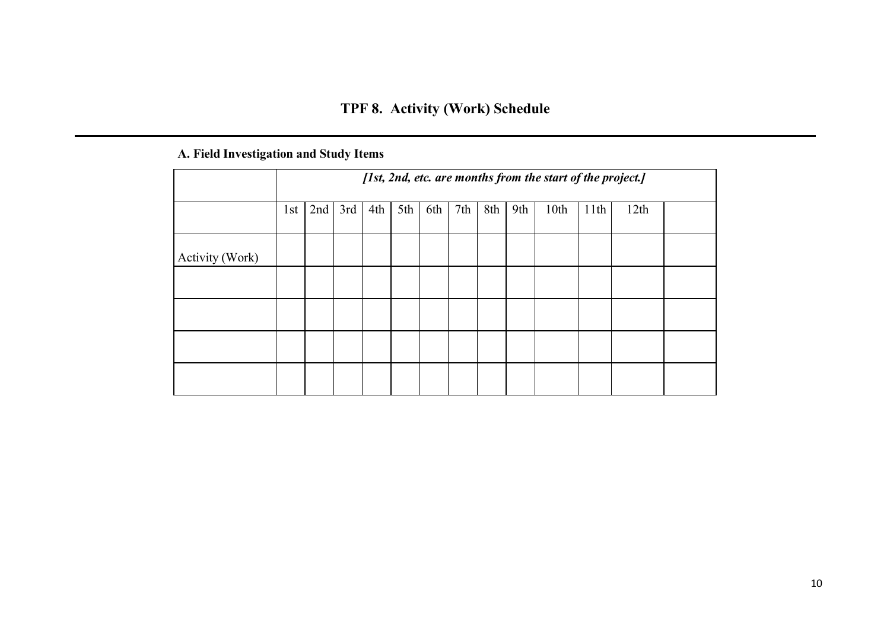# TPF 8. Activity (Work) Schedule

### A. Field Investigation and Study Items

| | *[1st, 2nd, etc. are months from the start of the project.]* | | | | | | | | | | | | |
|---|---|---|---|---|---|---|---|---|---|---|---|---|---|
| | 1st | 2nd | 3rd | 4th | 5th | 6th | 7th | 8th | 9th | 10th | 11th | 12th | |
| Activity (Work) | | | | | | | | | | | | | |
| | | | | | | | | | | | | | |
| | | | | | | | | | | | | | |
| | | | | | | | | | | | | | |
| | | | | | | | | | | | | | |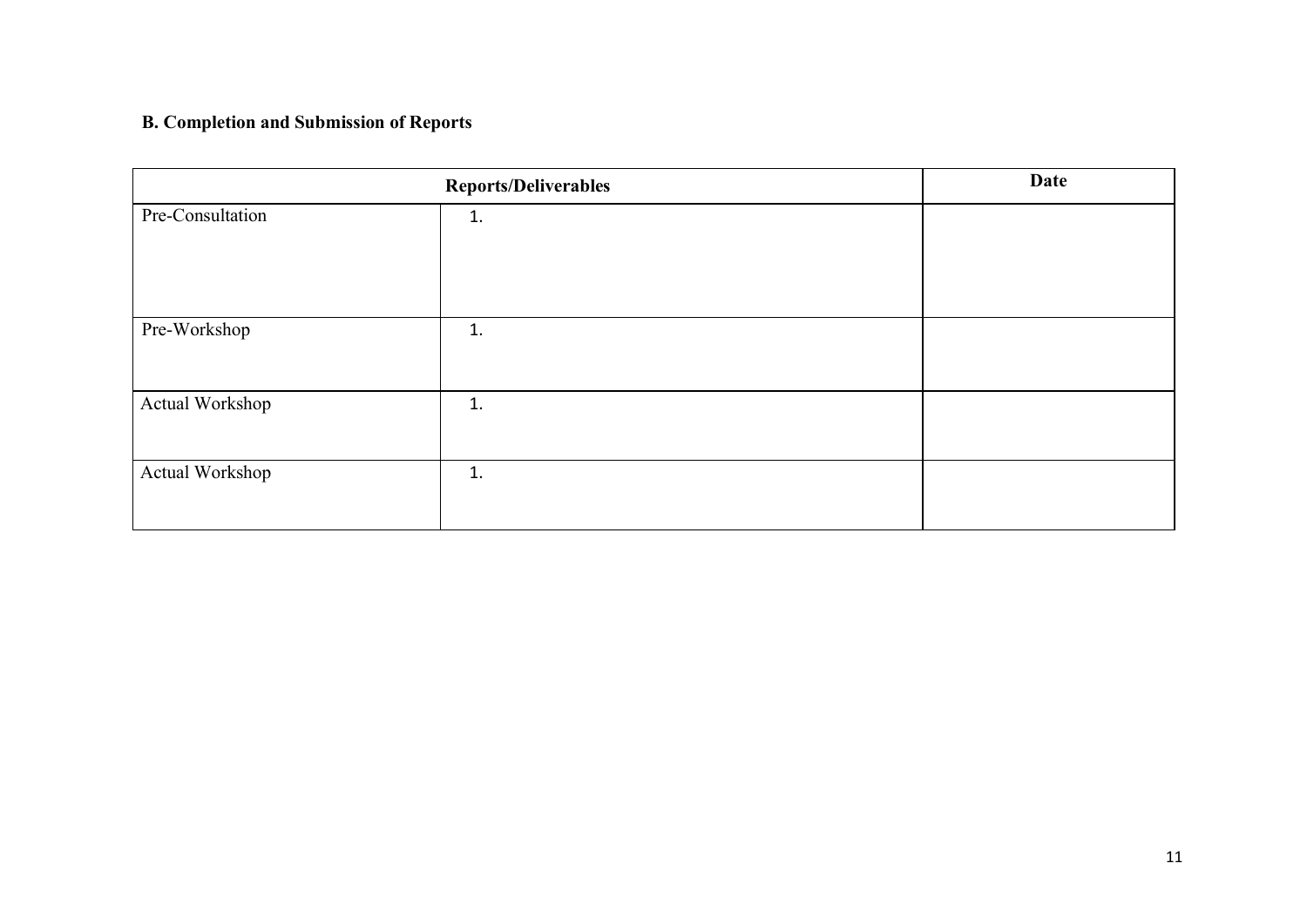**B. Completion and Submission of Reports**

| Reports/Deliverables | | Date |
|---|---|---|
| Pre-Consultation | 1. | |
| Pre-Workshop | 1. | |
| Actual Workshop | 1. | |
| Actual Workshop | 1. | |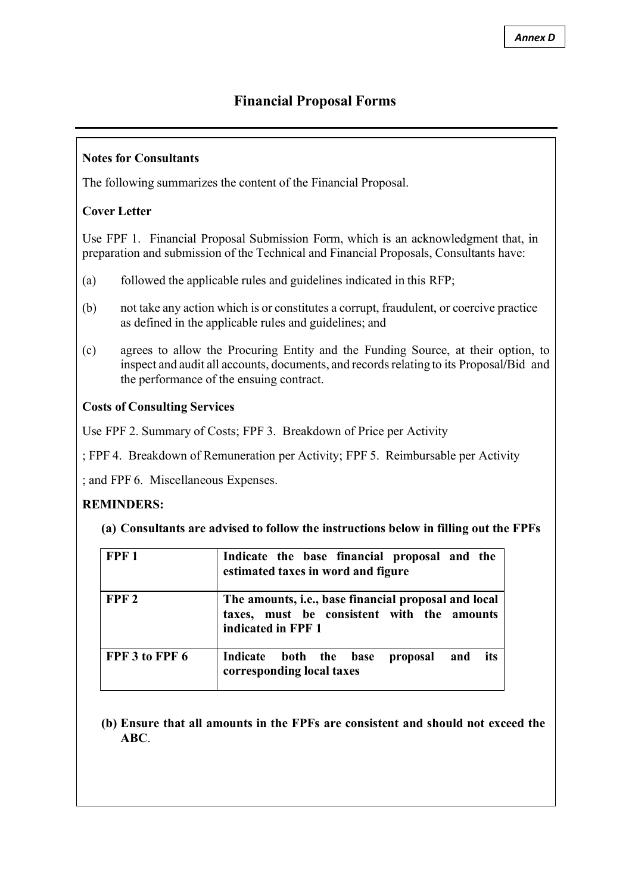**Annex D**

# Financial Proposal Forms

**Notes for Consultants**

The following summarizes the content of the Financial Proposal.

**Cover Letter**

Use FPF 1. Financial Proposal Submission Form, which is an acknowledgment that, in preparation and submission of the Technical and Financial Proposals, Consultants have:

(a) followed the applicable rules and guidelines indicated in this RFP;

(b) not take any action which is or constitutes a corrupt, fraudulent, or coercive practice as defined in the applicable rules and guidelines; and

(c) agrees to allow the Procuring Entity and the Funding Source, at their option, to inspect and audit all accounts, documents, and records relating to its Proposal/Bid and the performance of the ensuing contract.

**Costs of Consulting Services**

Use FPF 2. Summary of Costs; FPF 3. Breakdown of Price per Activity

; FPF 4. Breakdown of Remuneration per Activity; FPF 5. Reimbursable per Activity

; and FPF 6. Miscellaneous Expenses.

**REMINDERS:**

**(a) Consultants are advised to follow the instructions below in filling out the FPFs**

| | |
|---|---|
| **FPF 1** | **Indicate the base financial proposal and the estimated taxes in word and figure** |
| **FPF 2** | **The amounts, i.e., base financial proposal and local taxes, must be consistent with the amounts indicated in FPF 1** |
| **FPF 3 to FPF 6** | **Indicate both the base proposal and its corresponding local taxes** |

**(b) Ensure that all amounts in the FPFs are consistent and should not exceed the ABC**.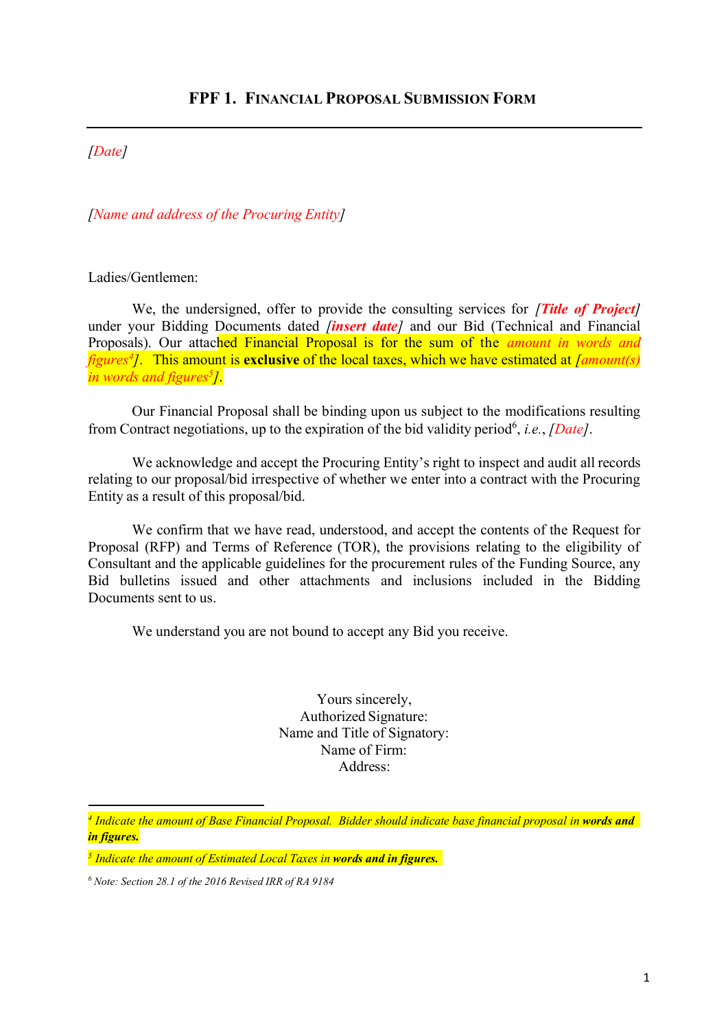## FPF 1. Financial Proposal Submission Form

---

*[Date]*

*[Name and address of the Procuring Entity]*

Ladies/Gentlemen:

We, the undersigned, offer to provide the consulting services for ***[Title of Project]*** under your Bidding Documents dated ***[insert date]*** and our Bid (Technical and Financial Proposals). Our attached Financial Proposal is for the sum of the *amount in words and figures*[4]*]*. This amount is **exclusive** of the local taxes, which we have estimated at *[amount(s) in words and figures*[5]*]*.

Our Financial Proposal shall be binding upon us subject to the modifications resulting from Contract negotiations, up to the expiration of the bid validity period[6], *i.e.*, *[Date]*.

We acknowledge and accept the Procuring Entity's right to inspect and audit all records relating to our proposal/bid irrespective of whether we enter into a contract with the Procuring Entity as a result of this proposal/bid.

We confirm that we have read, understood, and accept the contents of the Request for Proposal (RFP) and Terms of Reference (TOR), the provisions relating to the eligibility of Consultant and the applicable guidelines for the procurement rules of the Funding Source, any Bid bulletins issued and other attachments and inclusions included in the Bidding Documents sent to us.

We understand you are not bound to accept any Bid you receive.

Yours sincerely,
Authorized Signature:
Name and Title of Signatory:
Name of Firm:
Address:

---

[4] *Indicate the amount of Base Financial Proposal. Bidder should indicate base financial proposal in **words and in figures.***

[5] *Indicate the amount of Estimated Local Taxes in **words and in figures.***

[6] *Note: Section 28.1 of the 2016 Revised IRR of RA 9184*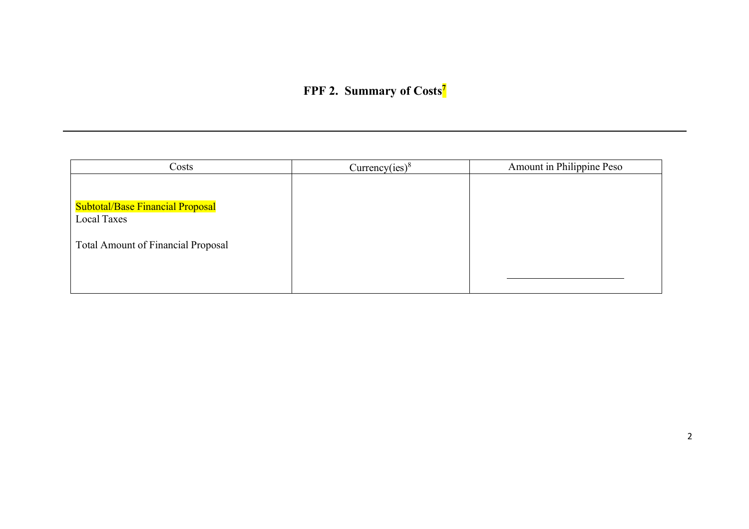# FPF 2. Summary of Costs[7]

| Costs | Currency(ies)[8] | Amount in Philippine Peso |
| --- | --- | --- |
| Subtotal/Base Financial Proposal | | |
| Local Taxes | | |
| Total Amount of Financial Proposal | | |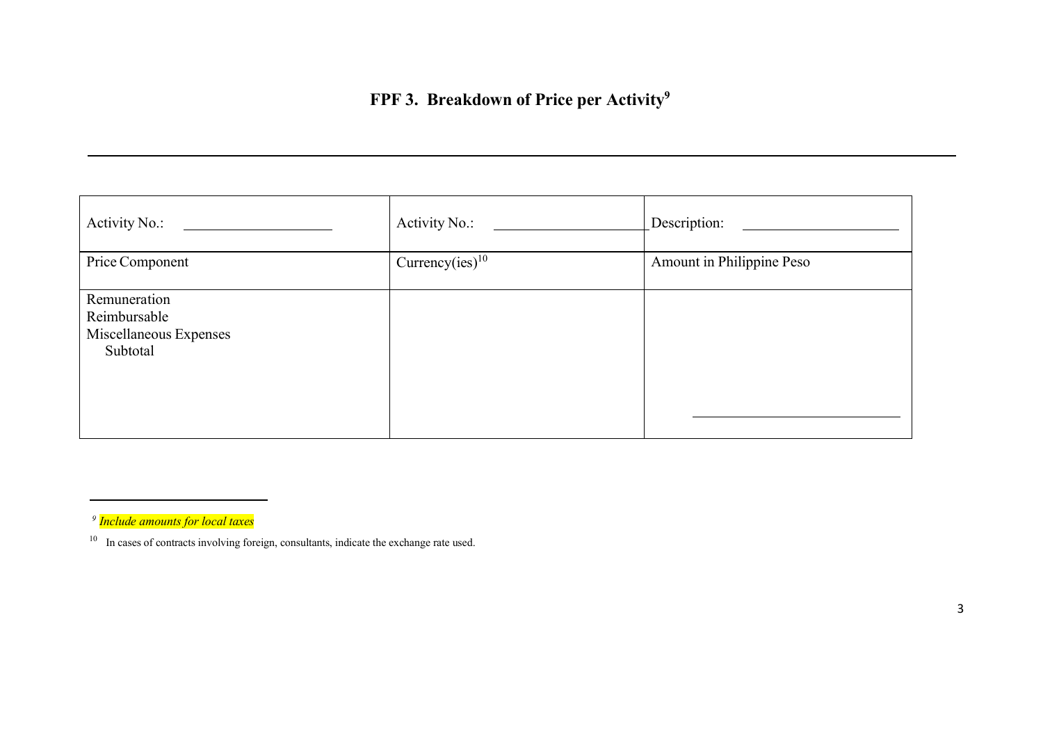# FPF 3. Breakdown of Price per Activity[9]

| Activity No.: ____________ | Activity No.: ____________ | Description: ____________ |
|---|---|---|
| Price Component | Currency(ies)[10] | Amount in Philippine Peso |
| Remuneration<br>Reimbursable<br>Miscellaneous Expenses<br>Subtotal | | ____________ |

[9] *Include amounts for local taxes*

[10] In cases of contracts involving foreign, consultants, indicate the exchange rate used.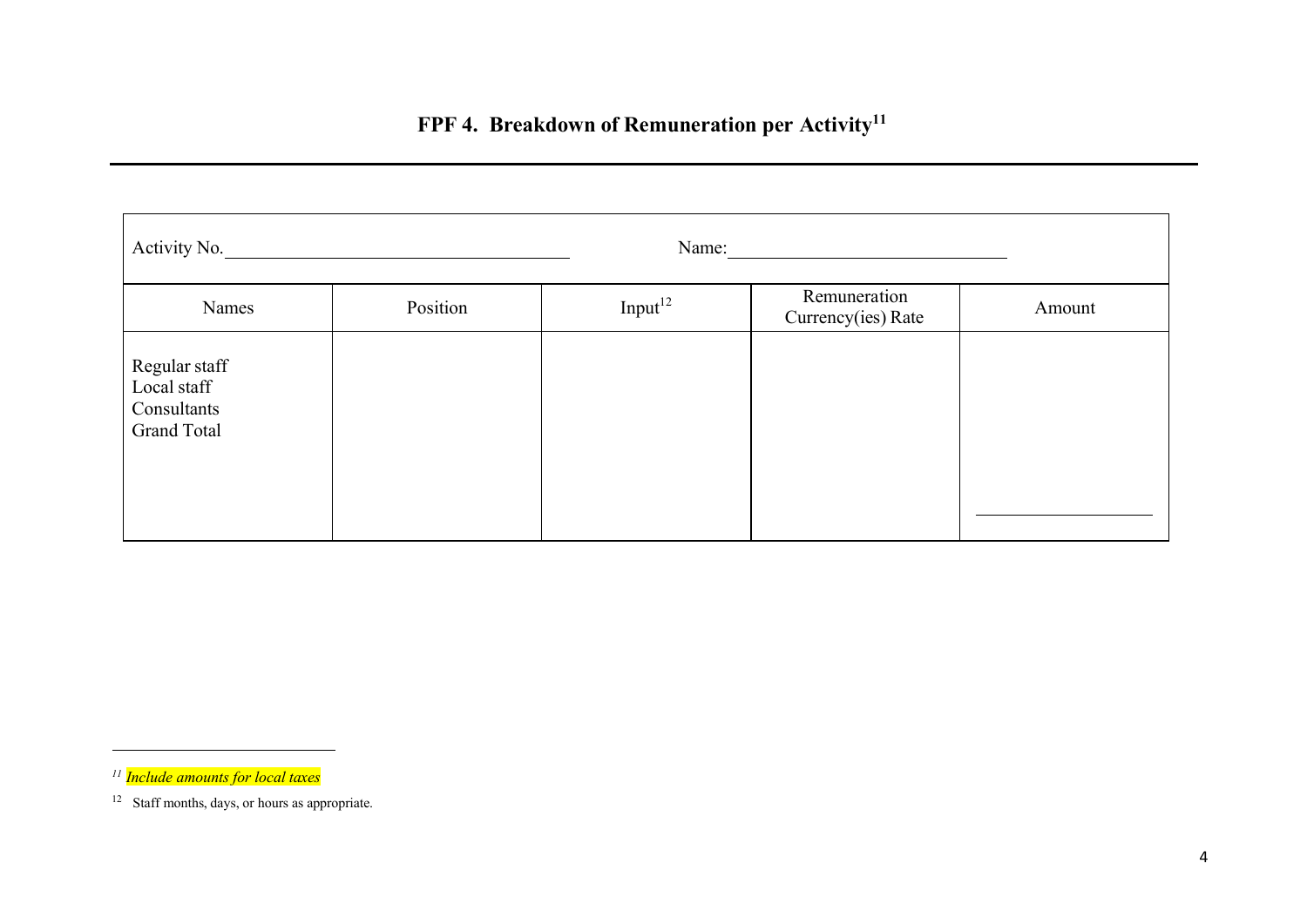# FPF 4. Breakdown of Remuneration per Activity[11]

| Activity No. ______________________ | | Name: ______________________ | | |
|---|---|---|---|---|
| Names | Position | Input[12] | Remuneration Currency(ies) Rate | Amount |
| Regular staff<br>Local staff<br>Consultants<br>Grand Total | | | | ______________ |

---

[11] *Include amounts for local taxes*

[12] Staff months, days, or hours as appropriate.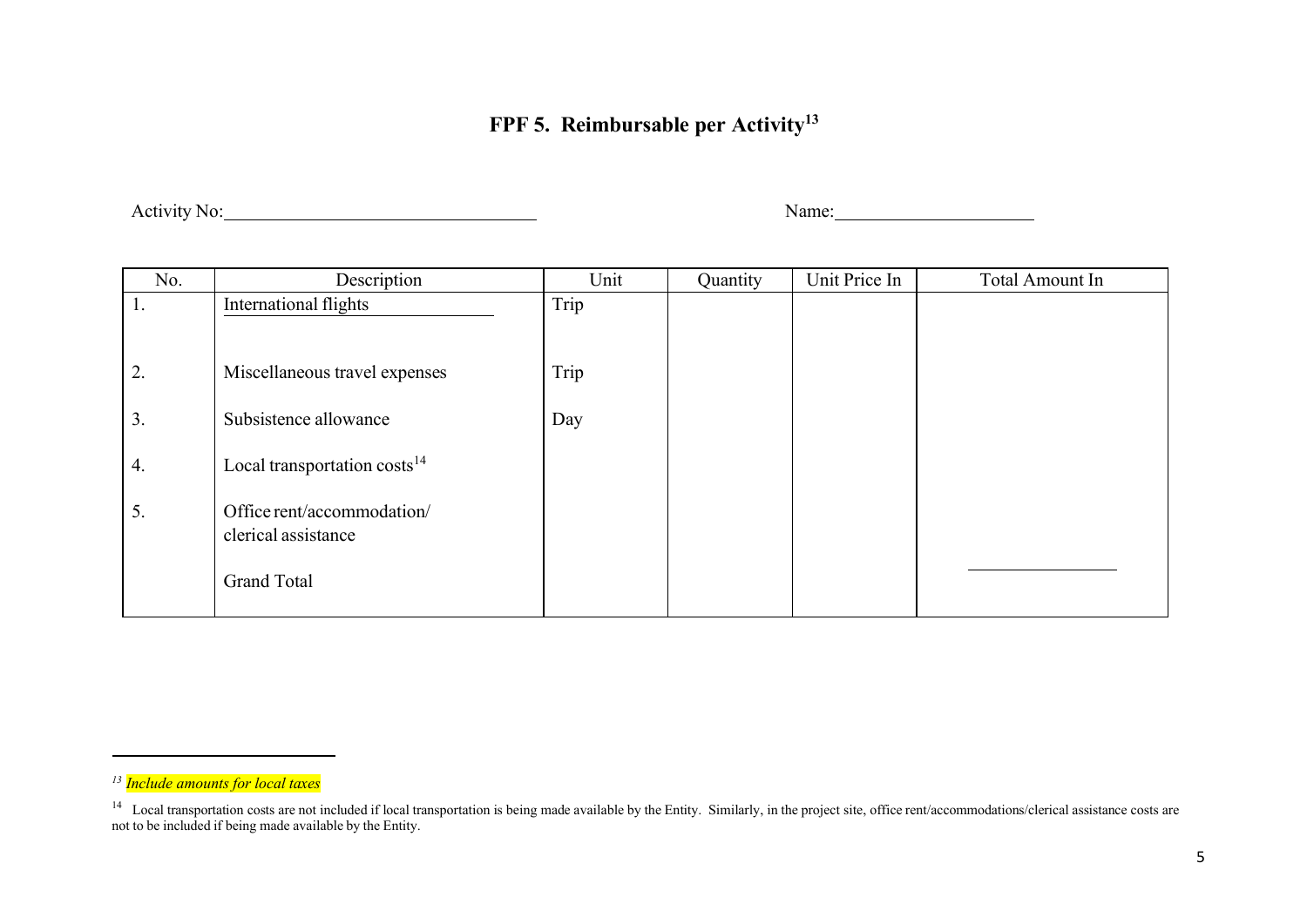# FPF 5. Reimbursable per Activity[13]

Activity No:________________________________ Name:____________________

| No. | Description | Unit | Quantity | Unit Price In | Total Amount In |
|---|---|---|---|---|---|
| 1. | International flights ____________ | Trip | | | |
| 2. | Miscellaneous travel expenses | Trip | | | |
| 3. | Subsistence allowance | Day | | | |
| 4. | Local transportation costs[14] | | | | |
| 5. | Office rent/accommodation/ clerical assistance | | | | |
| | Grand Total | | | | ____________ |

[13] *Include amounts for local taxes*

[14] Local transportation costs are not included if local transportation is being made available by the Entity. Similarly, in the project site, office rent/accommodations/clerical assistance costs are not to be included if being made available by the Entity.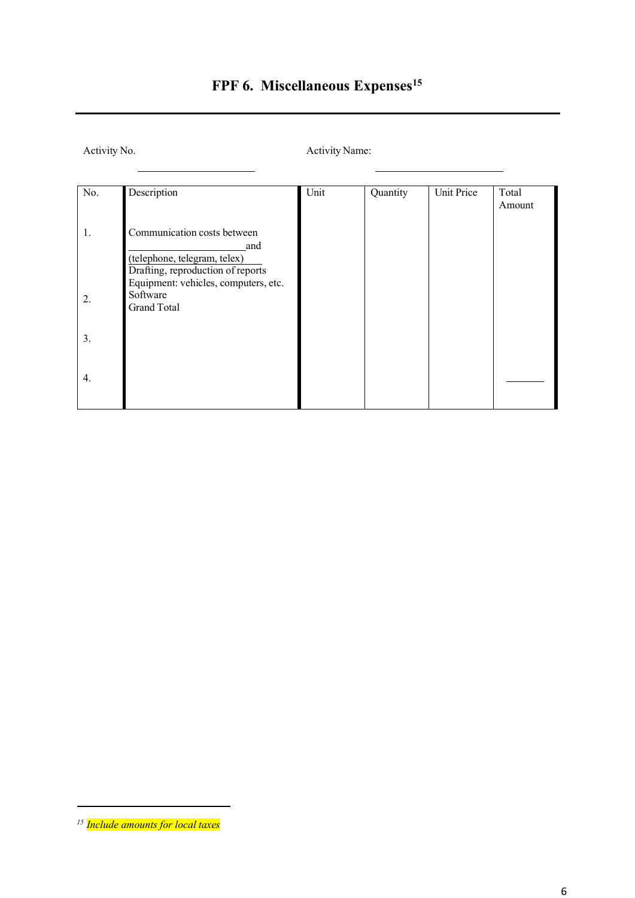# FPF 6. Miscellaneous Expenses[15]

Activity No. ____________________ Activity Name: ____________________

| No. | Description | Unit | Quantity | Unit Price | Total Amount |
|---|---|---|---|---|---|
| 1. | Communication costs between ____________________ and ____________________ (telephone, telegram, telex) | | | | |
| 2. | Drafting, reproduction of reports | | | | |
| 3. | Equipment: vehicles, computers, etc. | | | | |
| 4. | Software | | | | |
| | Grand Total | | | | ______ |

[15] *Include amounts for local taxes*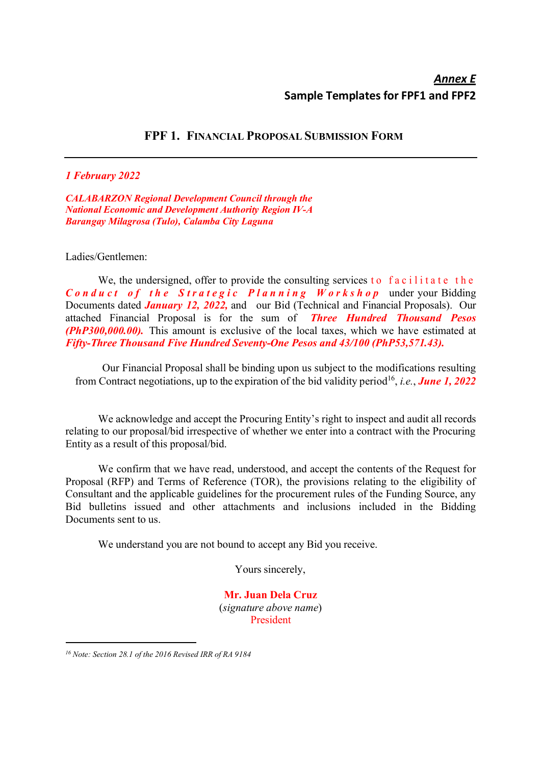***Annex E***
**Sample Templates for FPF1 and FPF2**

## FPF 1. FINANCIAL PROPOSAL SUBMISSION FORM

---

***1 February 2022***

***CALABARZON Regional Development Council through the***
***National Economic and Development Authority Region IV-A***
***Barangay Milagrosa (Tulo), Calamba City Laguna***

Ladies/Gentlemen:

We, the undersigned, offer to provide the consulting services to facilitate the ***Conduct of the Strategic Planning Workshop*** under your Bidding Documents dated ***January 12, 2022,*** and our Bid (Technical and Financial Proposals). Our attached Financial Proposal is for the sum of ***Three Hundred Thousand Pesos (PhP300,000.00).*** This amount is exclusive of the local taxes, which we have estimated at ***Fifty-Three Thousand Five Hundred Seventy-One Pesos and 43/100 (PhP53,571.43).***

Our Financial Proposal shall be binding upon us subject to the modifications resulting from Contract negotiations, up to the expiration of the bid validity period[16], *i.e.*, ***June 1, 2022***

We acknowledge and accept the Procuring Entity's right to inspect and audit all records relating to our proposal/bid irrespective of whether we enter into a contract with the Procuring Entity as a result of this proposal/bid.

We confirm that we have read, understood, and accept the contents of the Request for Proposal (RFP) and Terms of Reference (TOR), the provisions relating to the eligibility of Consultant and the applicable guidelines for the procurement rules of the Funding Source, any Bid bulletins issued and other attachments and inclusions included in the Bidding Documents sent to us.

We understand you are not bound to accept any Bid you receive.

Yours sincerely,

**Mr. Juan Dela Cruz**
(*signature above name*)
President

---

[16] *Note: Section 28.1 of the 2016 Revised IRR of RA 9184*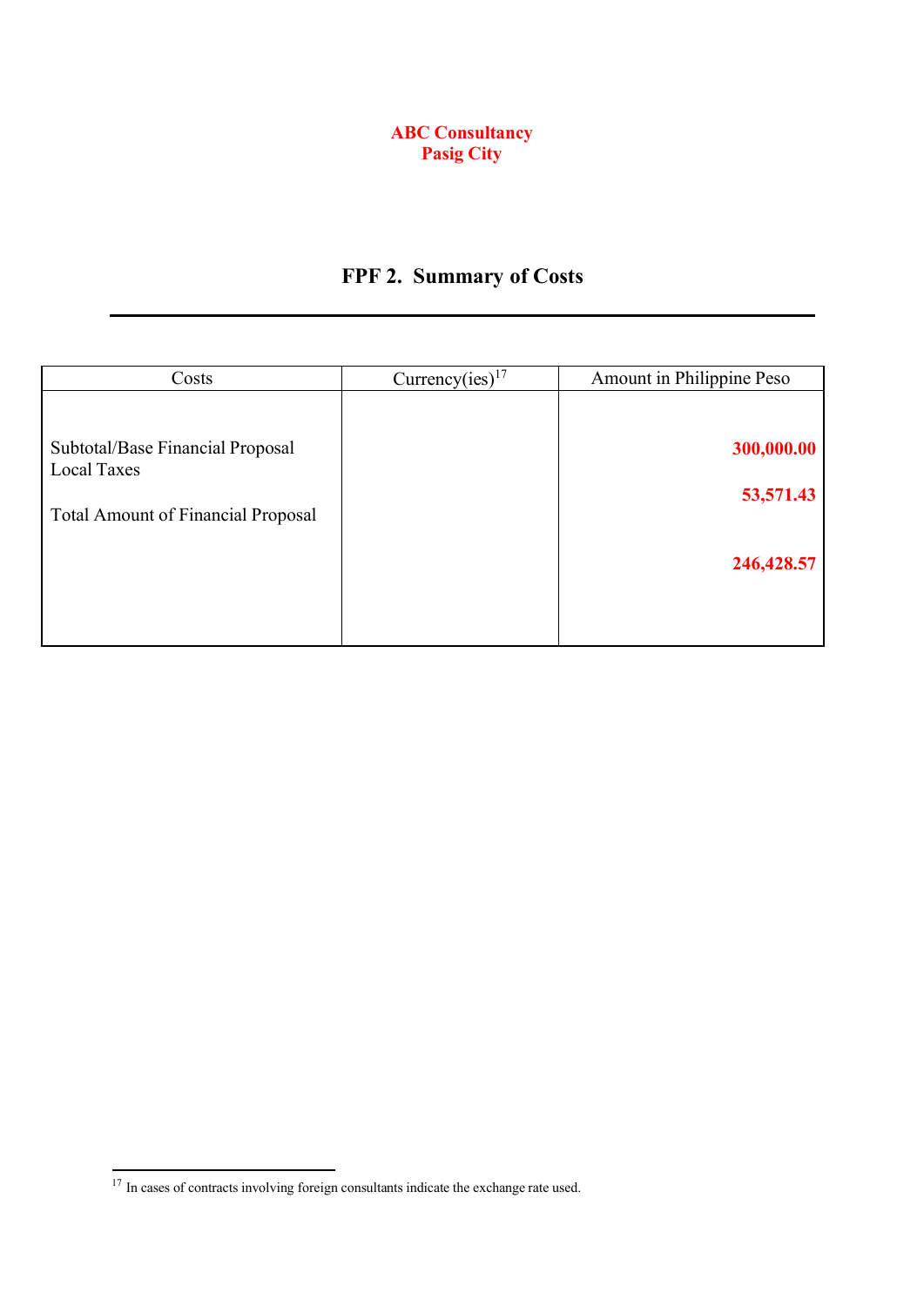**ABC Consultancy**
**Pasig City**

# FPF 2. Summary of Costs

| Costs | Currency(ies)[17] | Amount in Philippine Peso |
|---|---|---|
| Subtotal/Base Financial Proposal | | **300,000.00** |
| Local Taxes | | **53,571.43** |
| Total Amount of Financial Proposal | | **246,428.57** |

[17] In cases of contracts involving foreign consultants indicate the exchange rate used.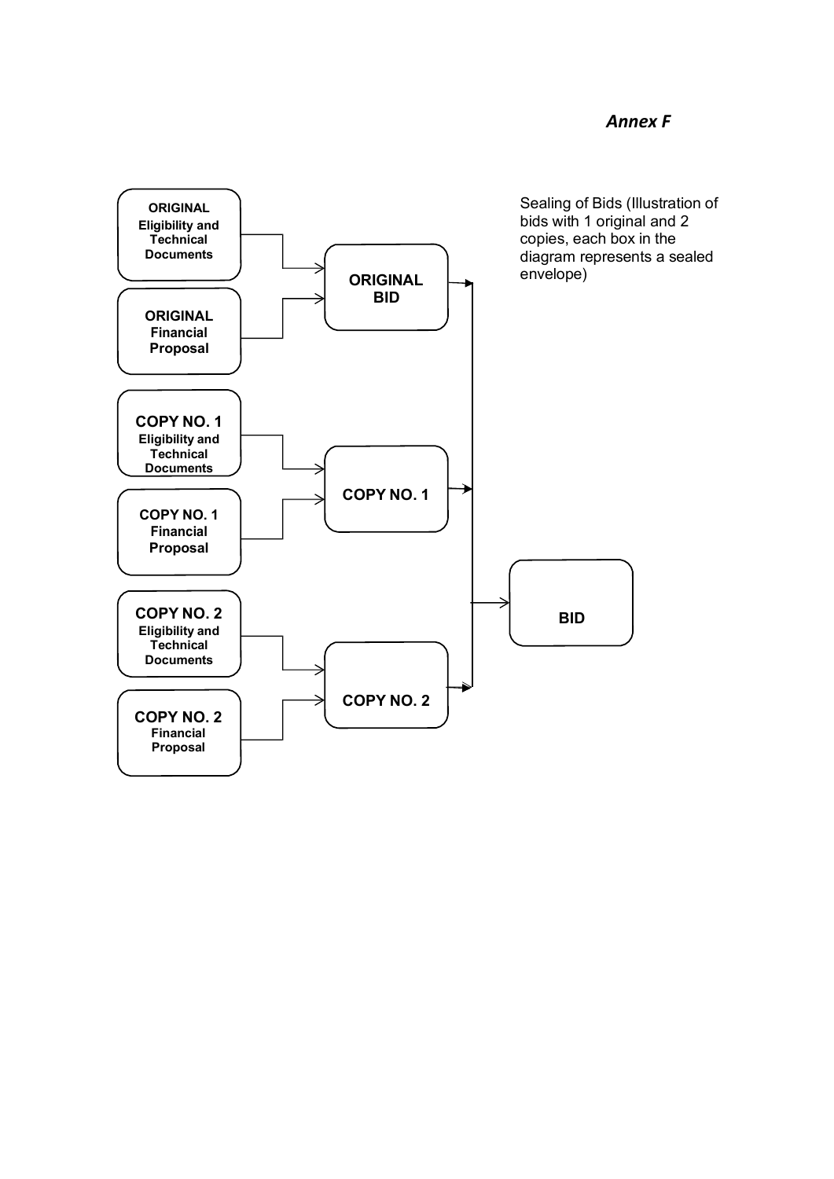*Annex F*

Sealing of Bids (Illustration of bids with 1 original and 2 copies, each box in the diagram represents a sealed envelope)

**ORIGINAL**
**Eligibility and Technical Documents**

**ORIGINAL**
**Financial Proposal**

**ORIGINAL BID**

**COPY NO. 1**
**Eligibility and Technical Documents**

**COPY NO. 1**
**Financial Proposal**

**COPY NO. 1**

**COPY NO. 2**
**Eligibility and Technical Documents**

**COPY NO. 2**
**Financial Proposal**

**COPY NO. 2**

**BID**